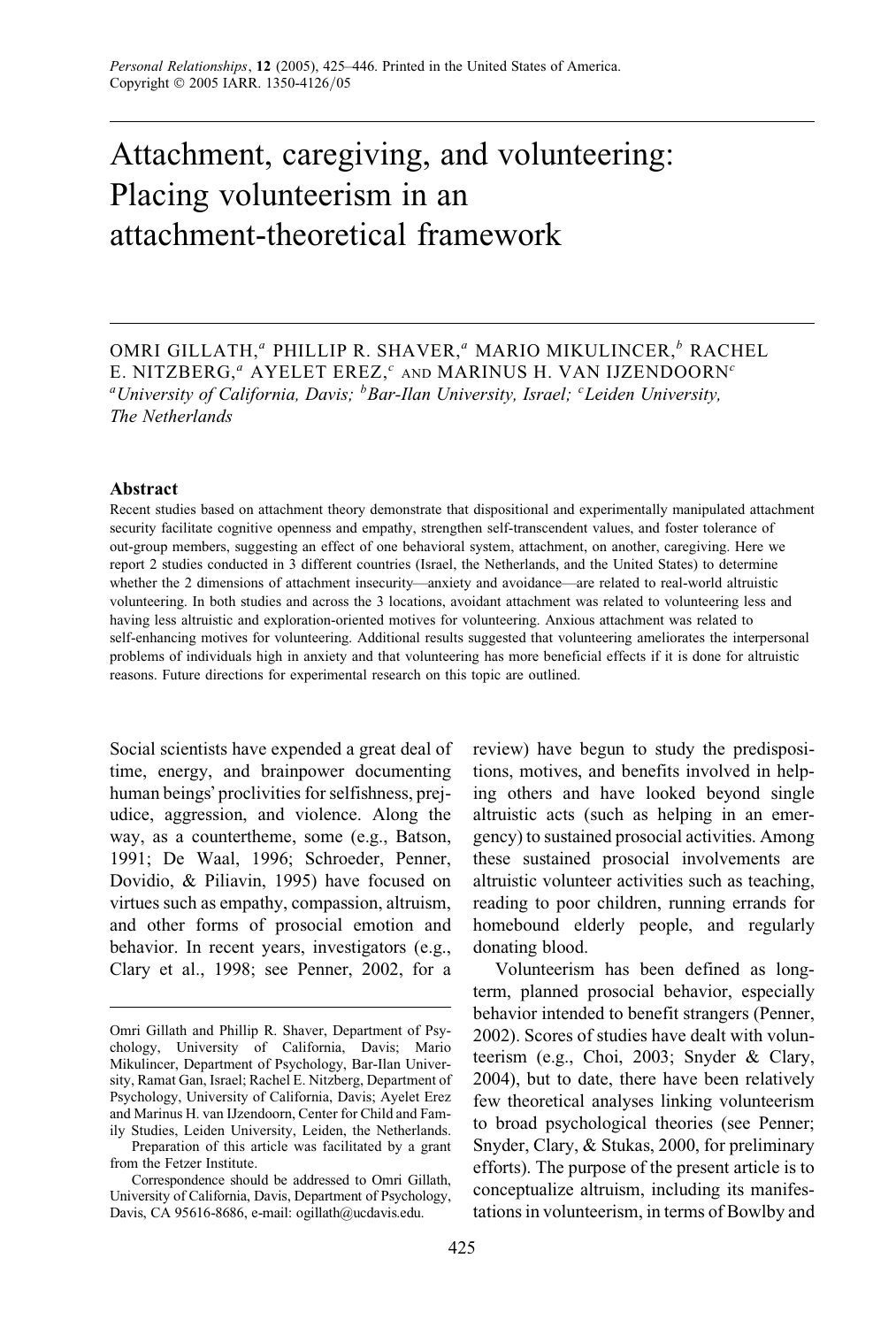# Attachment, caregiving, and volunteering: Placing volunteerism in an attachment-theoretical framework

OMRI GILLATH,[a] PHILLIP R. SHAVER,[a] MARIO MIKULINCER,[b] RACHEL E. NITZBERG,[a] AYELET EREZ,[c] AND MARINUS H. VAN IJZENDOORN[c]

[a]*University of California, Davis;* [b]*Bar-Ilan University, Israel;* [c]*Leiden University, The Netherlands*

### Abstract

Recent studies based on attachment theory demonstrate that dispositional and experimentally manipulated attachment security facilitate cognitive openness and empathy, strengthen self-transcendent values, and foster tolerance of out-group members, suggesting an effect of one behavioral system, attachment, on another, caregiving. Here we report 2 studies conducted in 3 different countries (Israel, the Netherlands, and the United States) to determine whether the 2 dimensions of attachment insecurity—anxiety and avoidance—are related to real-world altruistic volunteering. In both studies and across the 3 locations, avoidant attachment was related to volunteering less and having less altruistic and exploration-oriented motives for volunteering. Anxious attachment was related to self-enhancing motives for volunteering. Additional results suggested that volunteering ameliorates the interpersonal problems of individuals high in anxiety and that volunteering has more beneficial effects if it is done for altruistic reasons. Future directions for experimental research on this topic are outlined.

Social scientists have expended a great deal of time, energy, and brainpower documenting human beings' proclivities for selfishness, prejudice, aggression, and violence. Along the way, as a countertheme, some (e.g., Batson, 1991; De Waal, 1996; Schroeder, Penner, Dovidio, & Piliavin, 1995) have focused on virtues such as empathy, compassion, altruism, and other forms of prosocial emotion and behavior. In recent years, investigators (e.g., Clary et al., 1998; see Penner, 2002, for a review) have begun to study the predispositions, motives, and benefits involved in helping others and have looked beyond single altruistic acts (such as helping in an emergency) to sustained prosocial activities. Among these sustained prosocial involvements are altruistic volunteer activities such as teaching, reading to poor children, running errands for homebound elderly people, and regularly donating blood.

Volunteerism has been defined as long-term, planned prosocial behavior, especially behavior intended to benefit strangers (Penner, 2002). Scores of studies have dealt with volunteerism (e.g., Choi, 2003; Snyder & Clary, 2004), but to date, there have been relatively few theoretical analyses linking volunteerism to broad psychological theories (see Penner; Snyder, Clary, & Stukas, 2000, for preliminary efforts). The purpose of the present article is to conceptualize altruism, including its manifestations in volunteerism, in terms of Bowlby and

---

Omri Gillath and Phillip R. Shaver, Department of Psychology, University of California, Davis; Mario Mikulincer, Department of Psychology, Bar-Ilan University, Ramat Gan, Israel; Rachel E. Nitzberg, Department of Psychology, University of California, Davis; Ayelet Erez and Marinus H. van IJzendoorn, Center for Child and Family Studies, Leiden University, Leiden, the Netherlands.

Preparation of this article was facilitated by a grant from the Fetzer Institute.

Correspondence should be addressed to Omri Gillath, University of California, Davis, Department of Psychology, Davis, CA 95616-8686, e-mail: ogillath@ucdavis.edu.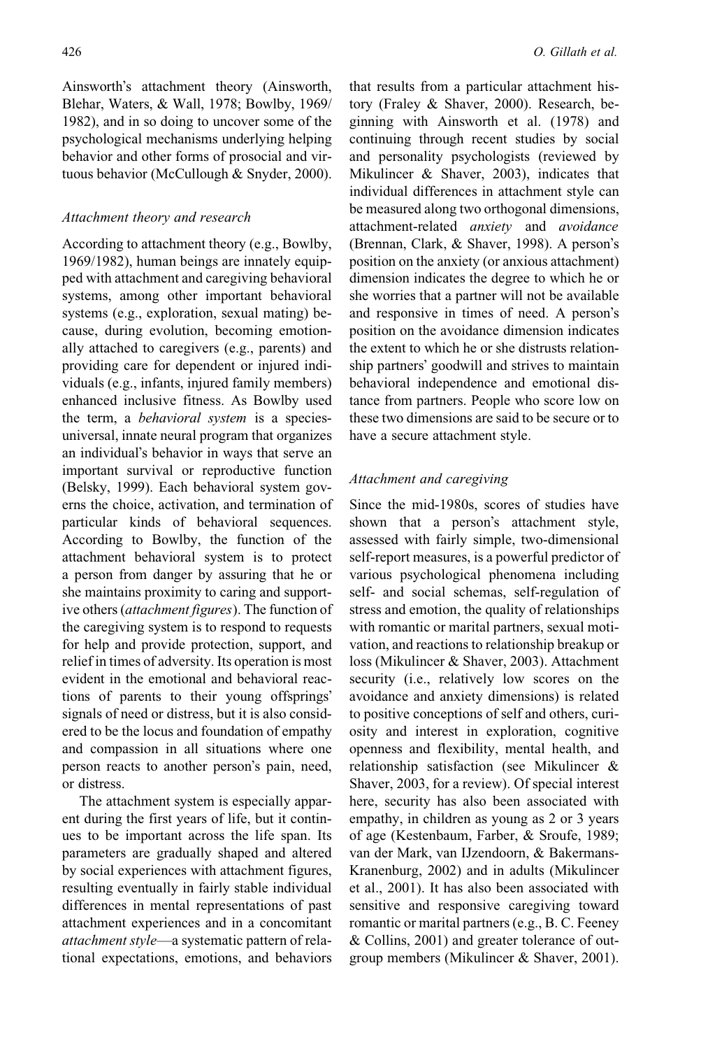Ainsworth's attachment theory (Ainsworth, Blehar, Waters, & Wall, 1978; Bowlby, 1969/1982), and in so doing to uncover some of the psychological mechanisms underlying helping behavior and other forms of prosocial and virtuous behavior (McCullough & Snyder, 2000).

### *Attachment theory and research*

According to attachment theory (e.g., Bowlby, 1969/1982), human beings are innately equipped with attachment and caregiving behavioral systems, among other important behavioral systems (e.g., exploration, sexual mating) because, during evolution, becoming emotionally attached to caregivers (e.g., parents) and providing care for dependent or injured individuals (e.g., infants, injured family members) enhanced inclusive fitness. As Bowlby used the term, a *behavioral system* is a species-universal, innate neural program that organizes an individual's behavior in ways that serve an important survival or reproductive function (Belsky, 1999). Each behavioral system governs the choice, activation, and termination of particular kinds of behavioral sequences. According to Bowlby, the function of the attachment behavioral system is to protect a person from danger by assuring that he or she maintains proximity to caring and supportive others (*attachment figures*). The function of the caregiving system is to respond to requests for help and provide protection, support, and relief in times of adversity. Its operation is most evident in the emotional and behavioral reactions of parents to their young offsprings' signals of need or distress, but it is also considered to be the locus and foundation of empathy and compassion in all situations where one person reacts to another person's pain, need, or distress.

The attachment system is especially apparent during the first years of life, but it continues to be important across the life span. Its parameters are gradually shaped and altered by social experiences with attachment figures, resulting eventually in fairly stable individual differences in mental representations of past attachment experiences and in a concomitant *attachment style*—a systematic pattern of relational expectations, emotions, and behaviors that results from a particular attachment history (Fraley & Shaver, 2000). Research, beginning with Ainsworth et al. (1978) and continuing through recent studies by social and personality psychologists (reviewed by Mikulincer & Shaver, 2003), indicates that individual differences in attachment style can be measured along two orthogonal dimensions, attachment-related *anxiety* and *avoidance* (Brennan, Clark, & Shaver, 1998). A person's position on the anxiety (or anxious attachment) dimension indicates the degree to which he or she worries that a partner will not be available and responsive in times of need. A person's position on the avoidance dimension indicates the extent to which he or she distrusts relationship partners' goodwill and strives to maintain behavioral independence and emotional distance from partners. People who score low on these two dimensions are said to be secure or to have a secure attachment style.

### *Attachment and caregiving*

Since the mid-1980s, scores of studies have shown that a person's attachment style, assessed with fairly simple, two-dimensional self-report measures, is a powerful predictor of various psychological phenomena including self- and social schemas, self-regulation of stress and emotion, the quality of relationships with romantic or marital partners, sexual motivation, and reactions to relationship breakup or loss (Mikulincer & Shaver, 2003). Attachment security (i.e., relatively low scores on the avoidance and anxiety dimensions) is related to positive conceptions of self and others, curiosity and interest in exploration, cognitive openness and flexibility, mental health, and relationship satisfaction (see Mikulincer & Shaver, 2003, for a review). Of special interest here, security has also been associated with empathy, in children as young as 2 or 3 years of age (Kestenbaum, Farber, & Sroufe, 1989; van der Mark, van IJzendoorn, & Bakermans-Kranenburg, 2002) and in adults (Mikulincer et al., 2001). It has also been associated with sensitive and responsive caregiving toward romantic or marital partners (e.g., B. C. Feeney & Collins, 2001) and greater tolerance of outgroup members (Mikulincer & Shaver, 2001).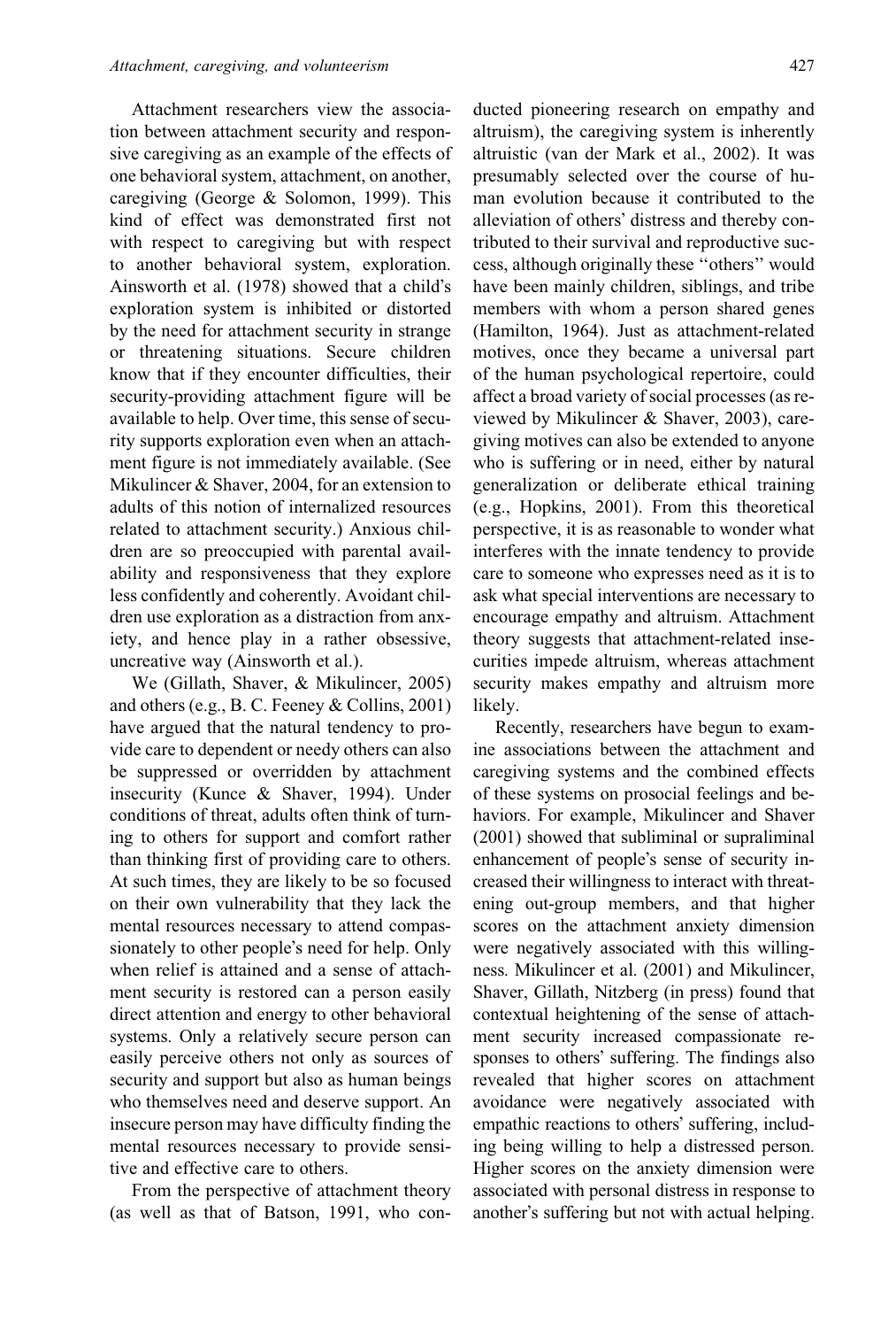Attachment researchers view the association between attachment security and responsive caregiving as an example of the effects of one behavioral system, attachment, on another, caregiving (George & Solomon, 1999). This kind of effect was demonstrated first not with respect to caregiving but with respect to another behavioral system, exploration. Ainsworth et al. (1978) showed that a child's exploration system is inhibited or distorted by the need for attachment security in strange or threatening situations. Secure children know that if they encounter difficulties, their security-providing attachment figure will be available to help. Over time, this sense of security supports exploration even when an attachment figure is not immediately available. (See Mikulincer & Shaver, 2004, for an extension to adults of this notion of internalized resources related to attachment security.) Anxious children are so preoccupied with parental availability and responsiveness that they explore less confidently and coherently. Avoidant children use exploration as a distraction from anxiety, and hence play in a rather obsessive, uncreative way (Ainsworth et al.).

We (Gillath, Shaver, & Mikulincer, 2005) and others (e.g., B. C. Feeney & Collins, 2001) have argued that the natural tendency to provide care to dependent or needy others can also be suppressed or overridden by attachment insecurity (Kunce & Shaver, 1994). Under conditions of threat, adults often think of turning to others for support and comfort rather than thinking first of providing care to others. At such times, they are likely to be so focused on their own vulnerability that they lack the mental resources necessary to attend compassionately to other people's need for help. Only when relief is attained and a sense of attachment security is restored can a person easily direct attention and energy to other behavioral systems. Only a relatively secure person can easily perceive others not only as sources of security and support but also as human beings who themselves need and deserve support. An insecure person may have difficulty finding the mental resources necessary to provide sensitive and effective care to others.

From the perspective of attachment theory (as well as that of Batson, 1991, who conducted pioneering research on empathy and altruism), the caregiving system is inherently altruistic (van der Mark et al., 2002). It was presumably selected over the course of human evolution because it contributed to the alleviation of others' distress and thereby contributed to their survival and reproductive success, although originally these ''others'' would have been mainly children, siblings, and tribe members with whom a person shared genes (Hamilton, 1964). Just as attachment-related motives, once they became a universal part of the human psychological repertoire, could affect a broad variety of social processes (as reviewed by Mikulincer & Shaver, 2003), caregiving motives can also be extended to anyone who is suffering or in need, either by natural generalization or deliberate ethical training (e.g., Hopkins, 2001). From this theoretical perspective, it is as reasonable to wonder what interferes with the innate tendency to provide care to someone who expresses need as it is to ask what special interventions are necessary to encourage empathy and altruism. Attachment theory suggests that attachment-related insecurities impede altruism, whereas attachment security makes empathy and altruism more likely.

Recently, researchers have begun to examine associations between the attachment and caregiving systems and the combined effects of these systems on prosocial feelings and behaviors. For example, Mikulincer and Shaver (2001) showed that subliminal or supraliminal enhancement of people's sense of security increased their willingness to interact with threatening out-group members, and that higher scores on the attachment anxiety dimension were negatively associated with this willingness. Mikulincer et al. (2001) and Mikulincer, Shaver, Gillath, Nitzberg (in press) found that contextual heightening of the sense of attachment security increased compassionate responses to others' suffering. The findings also revealed that higher scores on attachment avoidance were negatively associated with empathic reactions to others' suffering, including being willing to help a distressed person. Higher scores on the anxiety dimension were associated with personal distress in response to another's suffering but not with actual helping.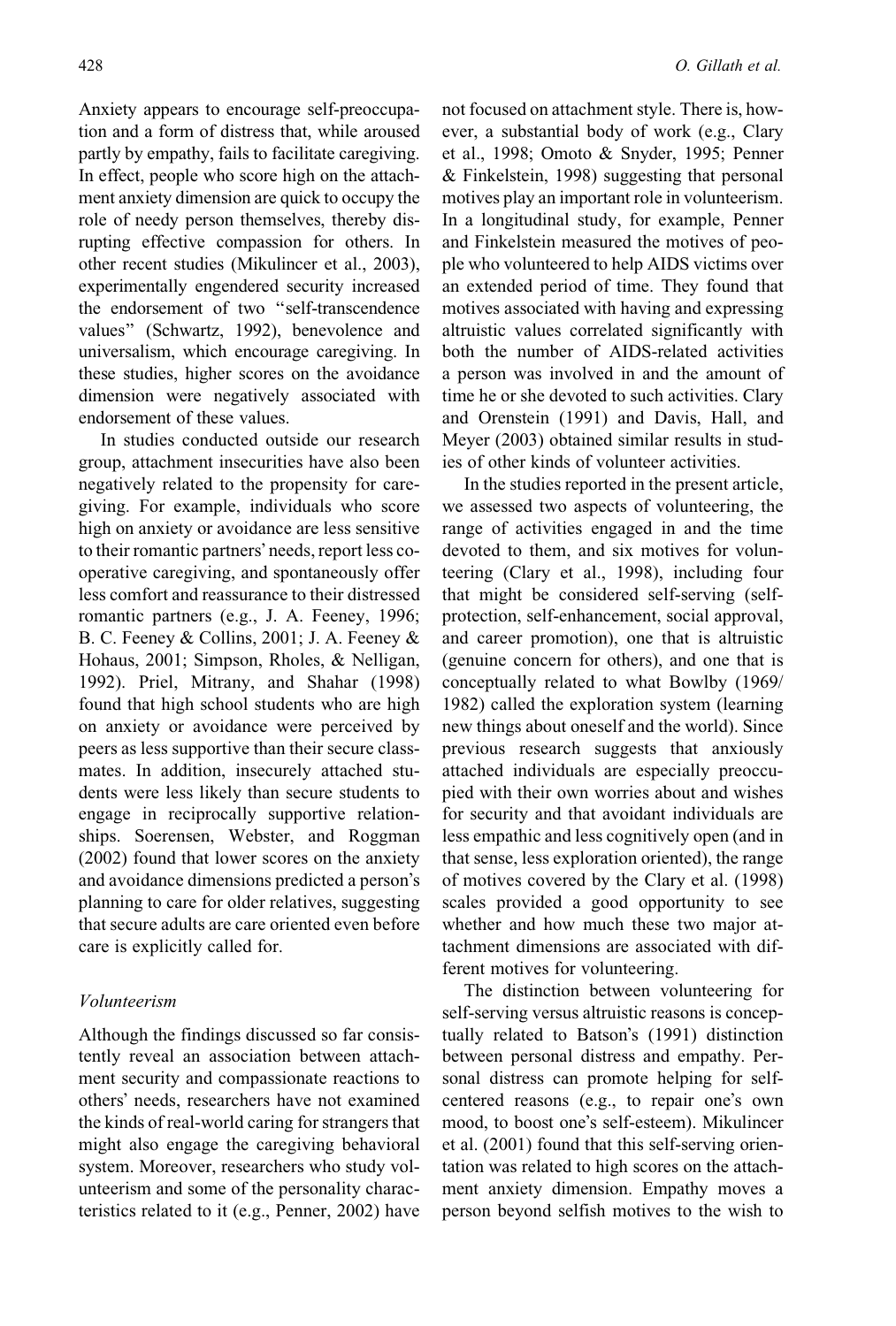Anxiety appears to encourage self-preoccupation and a form of distress that, while aroused partly by empathy, fails to facilitate caregiving. In effect, people who score high on the attachment anxiety dimension are quick to occupy the role of needy person themselves, thereby disrupting effective compassion for others. In other recent studies (Mikulincer et al., 2003), experimentally engendered security increased the endorsement of two "self-transcendence values" (Schwartz, 1992), benevolence and universalism, which encourage caregiving. In these studies, higher scores on the avoidance dimension were negatively associated with endorsement of these values.

In studies conducted outside our research group, attachment insecurities have also been negatively related to the propensity for caregiving. For example, individuals who score high on anxiety or avoidance are less sensitive to their romantic partners' needs, report less cooperative caregiving, and spontaneously offer less comfort and reassurance to their distressed romantic partners (e.g., J. A. Feeney, 1996; B. C. Feeney & Collins, 2001; J. A. Feeney & Hohaus, 2001; Simpson, Rholes, & Nelligan, 1992). Priel, Mitrany, and Shahar (1998) found that high school students who are high on anxiety or avoidance were perceived by peers as less supportive than their secure classmates. In addition, insecurely attached students were less likely than secure students to engage in reciprocally supportive relationships. Soerensen, Webster, and Roggman (2002) found that lower scores on the anxiety and avoidance dimensions predicted a person's planning to care for older relatives, suggesting that secure adults are care oriented even before care is explicitly called for.

### *Volunteerism*

Although the findings discussed so far consistently reveal an association between attachment security and compassionate reactions to others' needs, researchers have not examined the kinds of real-world caring for strangers that might also engage the caregiving behavioral system. Moreover, researchers who study volunteerism and some of the personality characteristics related to it (e.g., Penner, 2002) have not focused on attachment style. There is, however, a substantial body of work (e.g., Clary et al., 1998; Omoto & Snyder, 1995; Penner & Finkelstein, 1998) suggesting that personal motives play an important role in volunteerism. In a longitudinal study, for example, Penner and Finkelstein measured the motives of people who volunteered to help AIDS victims over an extended period of time. They found that motives associated with having and expressing altruistic values correlated significantly with both the number of AIDS-related activities a person was involved in and the amount of time he or she devoted to such activities. Clary and Orenstein (1991) and Davis, Hall, and Meyer (2003) obtained similar results in studies of other kinds of volunteer activities.

In the studies reported in the present article, we assessed two aspects of volunteering, the range of activities engaged in and the time devoted to them, and six motives for volunteering (Clary et al., 1998), including four that might be considered self-serving (self-protection, self-enhancement, social approval, and career promotion), one that is altruistic (genuine concern for others), and one that is conceptually related to what Bowlby (1969/1982) called the exploration system (learning new things about oneself and the world). Since previous research suggests that anxiously attached individuals are especially preoccupied with their own worries about and wishes for security and that avoidant individuals are less empathic and less cognitively open (and in that sense, less exploration oriented), the range of motives covered by the Clary et al. (1998) scales provided a good opportunity to see whether and how much these two major attachment dimensions are associated with different motives for volunteering.

The distinction between volunteering for self-serving versus altruistic reasons is conceptually related to Batson's (1991) distinction between personal distress and empathy. Personal distress can promote helping for self-centered reasons (e.g., to repair one's own mood, to boost one's self-esteem). Mikulincer et al. (2001) found that this self-serving orientation was related to high scores on the attachment anxiety dimension. Empathy moves a person beyond selfish motives to the wish to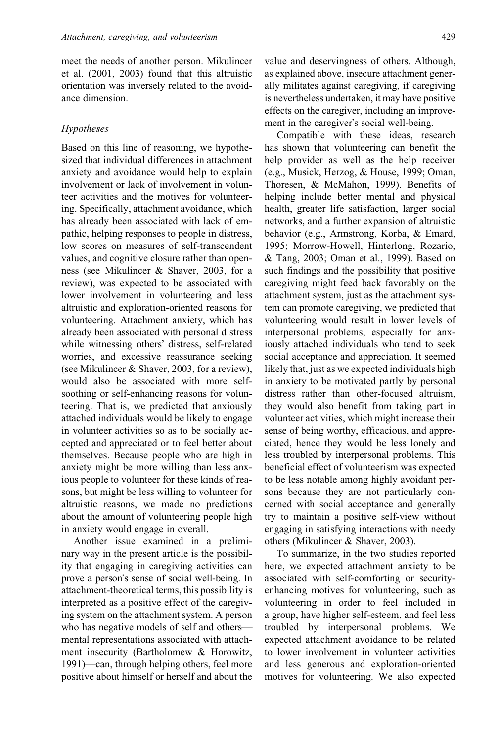meet the needs of another person. Mikulincer et al. (2001, 2003) found that this altruistic orientation was inversely related to the avoidance dimension.

### *Hypotheses*

Based on this line of reasoning, we hypothesized that individual differences in attachment anxiety and avoidance would help to explain involvement or lack of involvement in volunteer activities and the motives for volunteering. Specifically, attachment avoidance, which has already been associated with lack of empathic, helping responses to people in distress, low scores on measures of self-transcendent values, and cognitive closure rather than openness (see Mikulincer & Shaver, 2003, for a review), was expected to be associated with lower involvement in volunteering and less altruistic and exploration-oriented reasons for volunteering. Attachment anxiety, which has already been associated with personal distress while witnessing others' distress, self-related worries, and excessive reassurance seeking (see Mikulincer & Shaver, 2003, for a review), would also be associated with more self-soothing or self-enhancing reasons for volunteering. That is, we predicted that anxiously attached individuals would be likely to engage in volunteer activities so as to be socially accepted and appreciated or to feel better about themselves. Because people who are high in anxiety might be more willing than less anxious people to volunteer for these kinds of reasons, but might be less willing to volunteer for altruistic reasons, we made no predictions about the amount of volunteering people high in anxiety would engage in overall.

Another issue examined in a preliminary way in the present article is the possibility that engaging in caregiving activities can prove a person's sense of social well-being. In attachment-theoretical terms, this possibility is interpreted as a positive effect of the caregiving system on the attachment system. A person who has negative models of self and others—mental representations associated with attachment insecurity (Bartholomew & Horowitz, 1991)—can, through helping others, feel more positive about himself or herself and about the value and deservingness of others. Although, as explained above, insecure attachment generally militates against caregiving, if caregiving is nevertheless undertaken, it may have positive effects on the caregiver, including an improvement in the caregiver's social well-being.

Compatible with these ideas, research has shown that volunteering can benefit the help provider as well as the help receiver (e.g., Musick, Herzog, & House, 1999; Oman, Thoresen, & McMahon, 1999). Benefits of helping include better mental and physical health, greater life satisfaction, larger social networks, and a further expansion of altruistic behavior (e.g., Armstrong, Korba, & Emard, 1995; Morrow-Howell, Hinterlong, Rozario, & Tang, 2003; Oman et al., 1999). Based on such findings and the possibility that positive caregiving might feed back favorably on the attachment system, just as the attachment system can promote caregiving, we predicted that volunteering would result in lower levels of interpersonal problems, especially for anxiously attached individuals who tend to seek social acceptance and appreciation. It seemed likely that, just as we expected individuals high in anxiety to be motivated partly by personal distress rather than other-focused altruism, they would also benefit from taking part in volunteer activities, which might increase their sense of being worthy, efficacious, and appreciated, hence they would be less lonely and less troubled by interpersonal problems. This beneficial effect of volunteerism was expected to be less notable among highly avoidant persons because they are not particularly concerned with social acceptance and generally try to maintain a positive self-view without engaging in satisfying interactions with needy others (Mikulincer & Shaver, 2003).

To summarize, in the two studies reported here, we expected attachment anxiety to be associated with self-comforting or security-enhancing motives for volunteering, such as volunteering in order to feel included in a group, have higher self-esteem, and feel less troubled by interpersonal problems. We expected attachment avoidance to be related to lower involvement in volunteer activities and less generous and exploration-oriented motives for volunteering. We also expected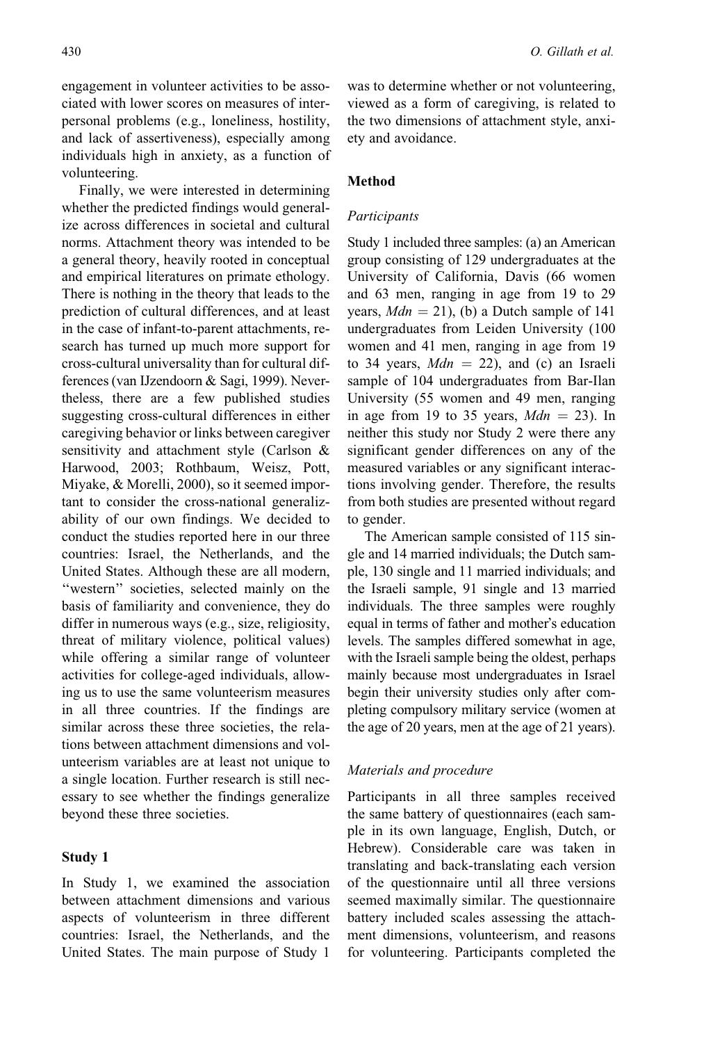engagement in volunteer activities to be associated with lower scores on measures of interpersonal problems (e.g., loneliness, hostility, and lack of assertiveness), especially among individuals high in anxiety, as a function of volunteering.

Finally, we were interested in determining whether the predicted findings would generalize across differences in societal and cultural norms. Attachment theory was intended to be a general theory, heavily rooted in conceptual and empirical literatures on primate ethology. There is nothing in the theory that leads to the prediction of cultural differences, and at least in the case of infant-to-parent attachments, research has turned up much more support for cross-cultural universality than for cultural differences (van IJzendoorn & Sagi, 1999). Nevertheless, there are a few published studies suggesting cross-cultural differences in either caregiving behavior or links between caregiver sensitivity and attachment style (Carlson & Harwood, 2003; Rothbaum, Weisz, Pott, Miyake, & Morelli, 2000), so it seemed important to consider the cross-national generalizability of our own findings. We decided to conduct the studies reported here in our three countries: Israel, the Netherlands, and the United States. Although these are all modern, ''western'' societies, selected mainly on the basis of familiarity and convenience, they do differ in numerous ways (e.g., size, religiosity, threat of military violence, political values) while offering a similar range of volunteer activities for college-aged individuals, allowing us to use the same volunteerism measures in all three countries. If the findings are similar across these three societies, the relations between attachment dimensions and volunteerism variables are at least not unique to a single location. Further research is still necessary to see whether the findings generalize beyond these three societies.

## Study 1

In Study 1, we examined the association between attachment dimensions and various aspects of volunteerism in three different countries: Israel, the Netherlands, and the United States. The main purpose of Study 1 was to determine whether or not volunteering, viewed as a form of caregiving, is related to the two dimensions of attachment style, anxiety and avoidance.

### Method

#### *Participants*

Study 1 included three samples: (a) an American group consisting of 129 undergraduates at the University of California, Davis (66 women and 63 men, ranging in age from 19 to 29 years, $Mdn = 21$), (b) a Dutch sample of 141 undergraduates from Leiden University (100 women and 41 men, ranging in age from 19 to 34 years, $Mdn = 22$), and (c) an Israeli sample of 104 undergraduates from Bar-Ilan University (55 women and 49 men, ranging in age from 19 to 35 years, $Mdn = 23$). In neither this study nor Study 2 were there any significant gender differences on any of the measured variables or any significant interactions involving gender. Therefore, the results from both studies are presented without regard to gender.

The American sample consisted of 115 single and 14 married individuals; the Dutch sample, 130 single and 11 married individuals; and the Israeli sample, 91 single and 13 married individuals. The three samples were roughly equal in terms of father and mother's education levels. The samples differed somewhat in age, with the Israeli sample being the oldest, perhaps mainly because most undergraduates in Israel begin their university studies only after completing compulsory military service (women at the age of 20 years, men at the age of 21 years).

#### *Materials and procedure*

Participants in all three samples received the same battery of questionnaires (each sample in its own language, English, Dutch, or Hebrew). Considerable care was taken in translating and back-translating each version of the questionnaire until all three versions seemed maximally similar. The questionnaire battery included scales assessing the attachment dimensions, volunteerism, and reasons for volunteering. Participants completed the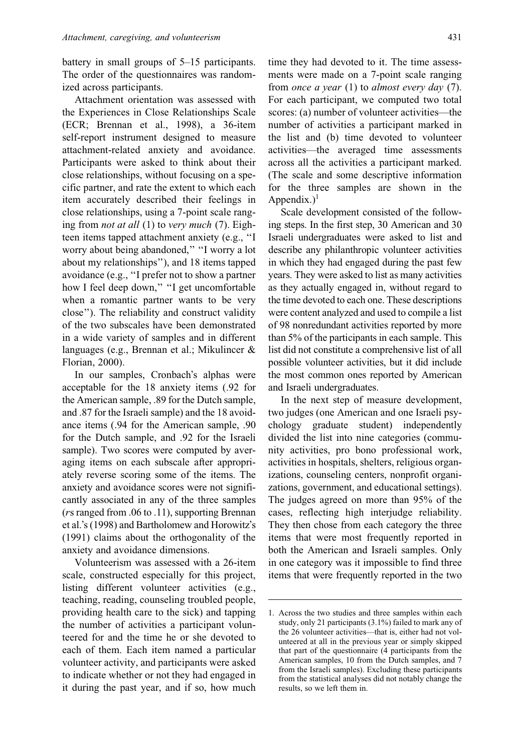battery in small groups of 5–15 participants. The order of the questionnaires was randomized across participants.

Attachment orientation was assessed with the Experiences in Close Relationships Scale (ECR; Brennan et al., 1998), a 36-item self-report instrument designed to measure attachment-related anxiety and avoidance. Participants were asked to think about their close relationships, without focusing on a specific partner, and rate the extent to which each item accurately described their feelings in close relationships, using a 7-point scale ranging from *not at all* (1) to *very much* (7). Eighteen items tapped attachment anxiety (e.g., ''I worry about being abandoned,'' ''I worry a lot about my relationships''), and 18 items tapped avoidance (e.g., ''I prefer not to show a partner how I feel deep down,'' ''I get uncomfortable when a romantic partner wants to be very close''). The reliability and construct validity of the two subscales have been demonstrated in a wide variety of samples and in different languages (e.g., Brennan et al.; Mikulincer & Florian, 2000).

In our samples, Cronbach's alphas were acceptable for the 18 anxiety items (.92 for the American sample, .89 for the Dutch sample, and .87 for the Israeli sample) and the 18 avoidance items (.94 for the American sample, .90 for the Dutch sample, and .92 for the Israeli sample). Two scores were computed by averaging items on each subscale after appropriately reverse scoring some of the items. The anxiety and avoidance scores were not significantly associated in any of the three samples (*r*s ranged from .06 to .11), supporting Brennan et al.'s (1998) and Bartholomew and Horowitz's (1991) claims about the orthogonality of the anxiety and avoidance dimensions.

Volunteerism was assessed with a 26-item scale, constructed especially for this project, listing different volunteer activities (e.g., teaching, reading, counseling troubled people, providing health care to the sick) and tapping the number of activities a participant volunteered for and the time he or she devoted to each of them. Each item named a particular volunteer activity, and participants were asked to indicate whether or not they had engaged in it during the past year, and if so, how much time they had devoted to it. The time assessments were made on a 7-point scale ranging from *once a year* (1) to *almost every day* (7). For each participant, we computed two total scores: (a) number of volunteer activities—the number of activities a participant marked in the list and (b) time devoted to volunteer activities—the averaged time assessments across all the activities a participant marked. (The scale and some descriptive information for the three samples are shown in the Appendix.)[1]

Scale development consisted of the following steps. In the first step, 30 American and 30 Israeli undergraduates were asked to list and describe any philanthropic volunteer activities in which they had engaged during the past few years. They were asked to list as many activities as they actually engaged in, without regard to the time devoted to each one. These descriptions were content analyzed and used to compile a list of 98 nonredundant activities reported by more than 5% of the participants in each sample. This list did not constitute a comprehensive list of all possible volunteer activities, but it did include the most common ones reported by American and Israeli undergraduates.

In the next step of measure development, two judges (one American and one Israeli psychology graduate student) independently divided the list into nine categories (community activities, pro bono professional work, activities in hospitals, shelters, religious organizations, counseling centers, nonprofit organizations, government, and educational settings). The judges agreed on more than 95% of the cases, reflecting high interjudge reliability. They then chose from each category the three items that were most frequently reported in both the American and Israeli samples. Only in one category was it impossible to find three items that were frequently reported in the two

1. Across the two studies and three samples within each study, only 21 participants (3.1%) failed to mark any of the 26 volunteer activities—that is, either had not volunteered at all in the previous year or simply skipped that part of the questionnaire (4 participants from the American samples, 10 from the Dutch samples, and 7 from the Israeli samples). Excluding these participants from the statistical analyses did not notably change the results, so we left them in.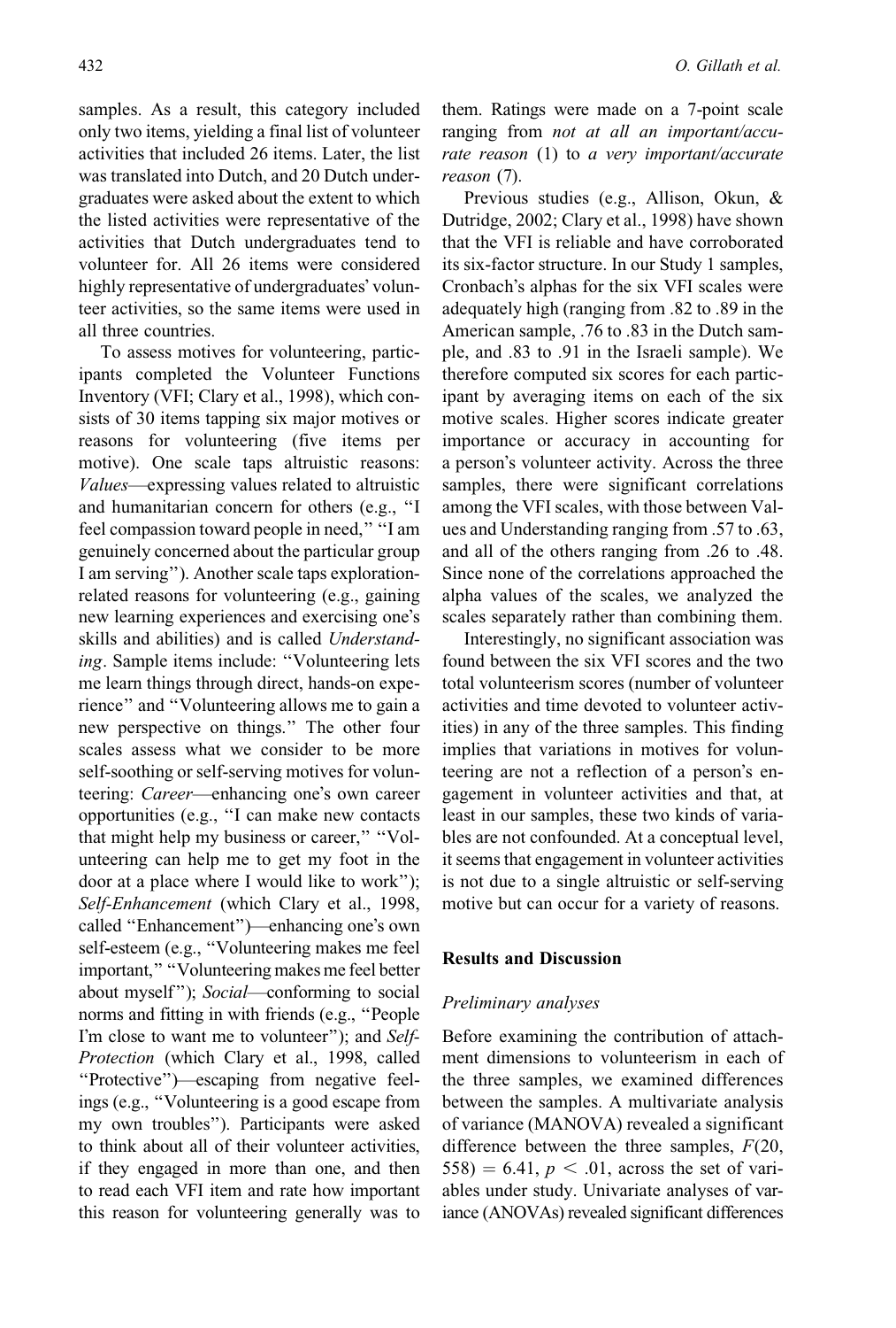samples. As a result, this category included only two items, yielding a final list of volunteer activities that included 26 items. Later, the list was translated into Dutch, and 20 Dutch undergraduates were asked about the extent to which the listed activities were representative of the activities that Dutch undergraduates tend to volunteer for. All 26 items were considered highly representative of undergraduates' volunteer activities, so the same items were used in all three countries.

To assess motives for volunteering, participants completed the Volunteer Functions Inventory (VFI; Clary et al., 1998), which consists of 30 items tapping six major motives or reasons for volunteering (five items per motive). One scale taps altruistic reasons: *Values*—expressing values related to altruistic and humanitarian concern for others (e.g., "I feel compassion toward people in need," "I am genuinely concerned about the particular group I am serving"). Another scale taps exploration-related reasons for volunteering (e.g., gaining new learning experiences and exercising one's skills and abilities) and is called *Understanding*. Sample items include: "Volunteering lets me learn things through direct, hands-on experience" and "Volunteering allows me to gain a new perspective on things." The other four scales assess what we consider to be more self-soothing or self-serving motives for volunteering: *Career*—enhancing one's own career opportunities (e.g., "I can make new contacts that might help my business or career," "Volunteering can help me to get my foot in the door at a place where I would like to work"); *Self-Enhancement* (which Clary et al., 1998, called "Enhancement")—enhancing one's own self-esteem (e.g., "Volunteering makes me feel important," "Volunteering makes me feel better about myself"); *Social*—conforming to social norms and fitting in with friends (e.g., "People I'm close to want me to volunteer"); and *Self-Protection* (which Clary et al., 1998, called "Protective")—escaping from negative feelings (e.g., "Volunteering is a good escape from my own troubles"). Participants were asked to think about all of their volunteer activities, if they engaged in more than one, and then to read each VFI item and rate how important this reason for volunteering generally was to them. Ratings were made on a 7-point scale ranging from *not at all an important/accurate reason* (1) to *a very important/accurate reason* (7).

Previous studies (e.g., Allison, Okun, & Dutridge, 2002; Clary et al., 1998) have shown that the VFI is reliable and have corroborated its six-factor structure. In our Study 1 samples, Cronbach's alphas for the six VFI scales were adequately high (ranging from .82 to .89 in the American sample, .76 to .83 in the Dutch sample, and .83 to .91 in the Israeli sample). We therefore computed six scores for each participant by averaging items on each of the six motive scales. Higher scores indicate greater importance or accuracy in accounting for a person's volunteer activity. Across the three samples, there were significant correlations among the VFI scales, with those between Values and Understanding ranging from .57 to .63, and all of the others ranging from .26 to .48. Since none of the correlations approached the alpha values of the scales, we analyzed the scales separately rather than combining them.

Interestingly, no significant association was found between the six VFI scores and the two total volunteerism scores (number of volunteer activities and time devoted to volunteer activities) in any of the three samples. This finding implies that variations in motives for volunteering are not a reflection of a person's engagement in volunteer activities and that, at least in our samples, these two kinds of variables are not confounded. At a conceptual level, it seems that engagement in volunteer activities is not due to a single altruistic or self-serving motive but can occur for a variety of reasons.

## Results and Discussion

### *Preliminary analyses*

Before examining the contribution of attachment dimensions to volunteerism in each of the three samples, we examined differences between the samples. A multivariate analysis of variance (MANOVA) revealed a significant difference between the three samples, $F(20, 558) = 6.41$, $p < .01$, across the set of variables under study. Univariate analyses of variance (ANOVAs) revealed significant differences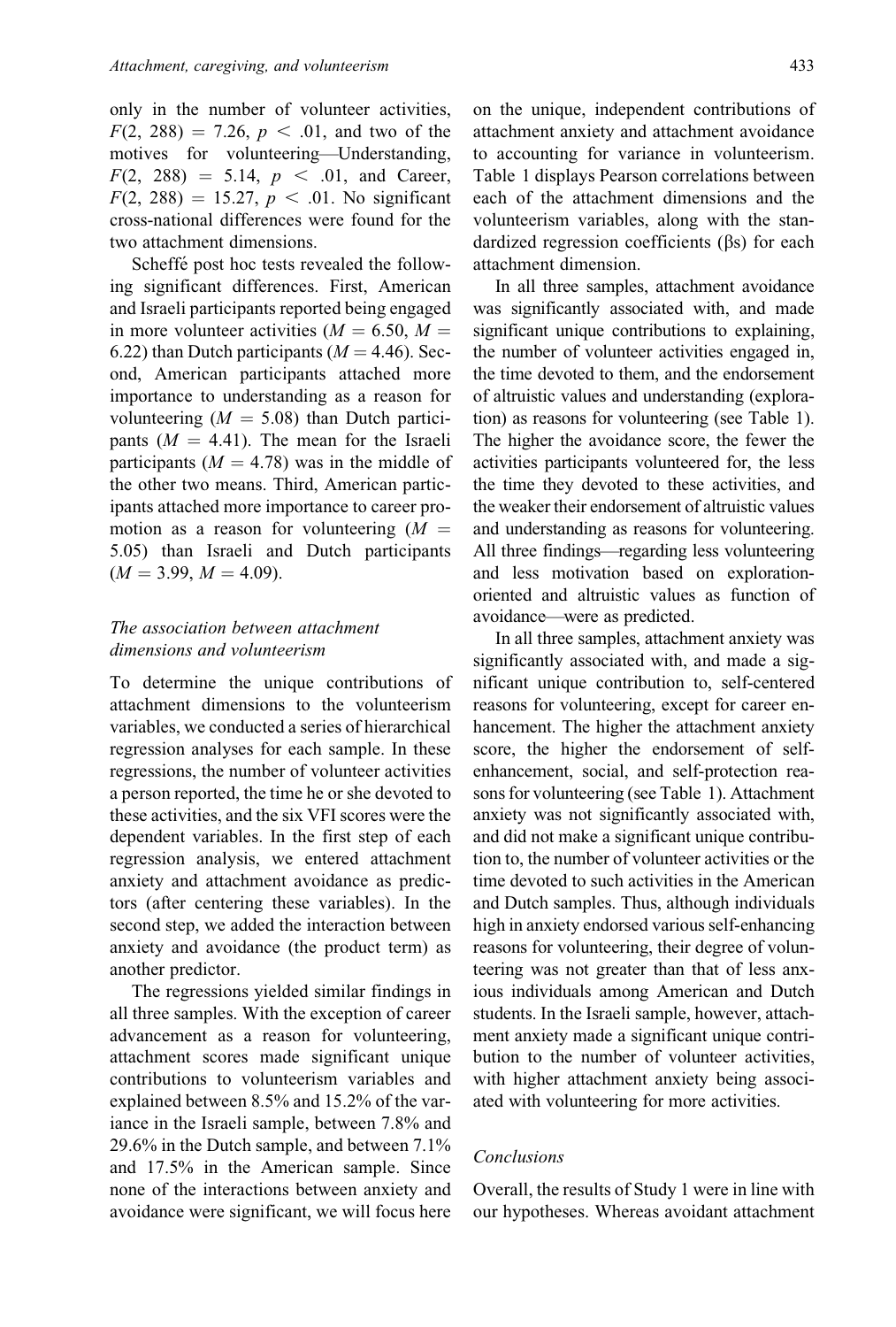only in the number of volunteer activities, $F(2, 288) = 7.26$, $p < .01$, and two of the motives for volunteering—Understanding, $F(2, 288) = 5.14$, $p < .01$, and Career, $F(2, 288) = 15.27$, $p < .01$. No significant cross-national differences were found for the two attachment dimensions.

Scheffé post hoc tests revealed the following significant differences. First, American and Israeli participants reported being engaged in more volunteer activities ($M = 6.50$, $M = 6.22$) than Dutch participants ($M = 4.46$). Second, American participants attached more importance to understanding as a reason for volunteering ($M = 5.08$) than Dutch participants ($M = 4.41$). The mean for the Israeli participants ($M = 4.78$) was in the middle of the other two means. Third, American participants attached more importance to career promotion as a reason for volunteering ($M = 5.05$) than Israeli and Dutch participants ($M = 3.99$, $M = 4.09$).

### *The association between attachment dimensions and volunteerism*

To determine the unique contributions of attachment dimensions to the volunteerism variables, we conducted a series of hierarchical regression analyses for each sample. In these regressions, the number of volunteer activities a person reported, the time he or she devoted to these activities, and the six VFI scores were the dependent variables. In the first step of each regression analysis, we entered attachment anxiety and attachment avoidance as predictors (after centering these variables). In the second step, we added the interaction between anxiety and avoidance (the product term) as another predictor.

The regressions yielded similar findings in all three samples. With the exception of career advancement as a reason for volunteering, attachment scores made significant unique contributions to volunteerism variables and explained between 8.5% and 15.2% of the variance in the Israeli sample, between 7.8% and 29.6% in the Dutch sample, and between 7.1% and 17.5% in the American sample. Since none of the interactions between anxiety and avoidance were significant, we will focus here on the unique, independent contributions of attachment anxiety and attachment avoidance to accounting for variance in volunteerism. Table 1 displays Pearson correlations between each of the attachment dimensions and the volunteerism variables, along with the standardized regression coefficients (βs) for each attachment dimension.

In all three samples, attachment avoidance was significantly associated with, and made significant unique contributions to explaining, the number of volunteer activities engaged in, the time devoted to them, and the endorsement of altruistic values and understanding (exploration) as reasons for volunteering (see Table 1). The higher the avoidance score, the fewer the activities participants volunteered for, the less the time they devoted to these activities, and the weaker their endorsement of altruistic values and understanding as reasons for volunteering. All three findings—regarding less volunteering and less motivation based on exploration-oriented and altruistic values as function of avoidance—were as predicted.

In all three samples, attachment anxiety was significantly associated with, and made a significant unique contribution to, self-centered reasons for volunteering, except for career enhancement. The higher the attachment anxiety score, the higher the endorsement of self-enhancement, social, and self-protection reasons for volunteering (see Table 1). Attachment anxiety was not significantly associated with, and did not make a significant unique contribution to, the number of volunteer activities or the time devoted to such activities in the American and Dutch samples. Thus, although individuals high in anxiety endorsed various self-enhancing reasons for volunteering, their degree of volunteering was not greater than that of less anxious individuals among American and Dutch students. In the Israeli sample, however, attachment anxiety made a significant unique contribution to the number of volunteer activities, with higher attachment anxiety being associated with volunteering for more activities.

### *Conclusions*

Overall, the results of Study 1 were in line with our hypotheses. Whereas avoidant attachment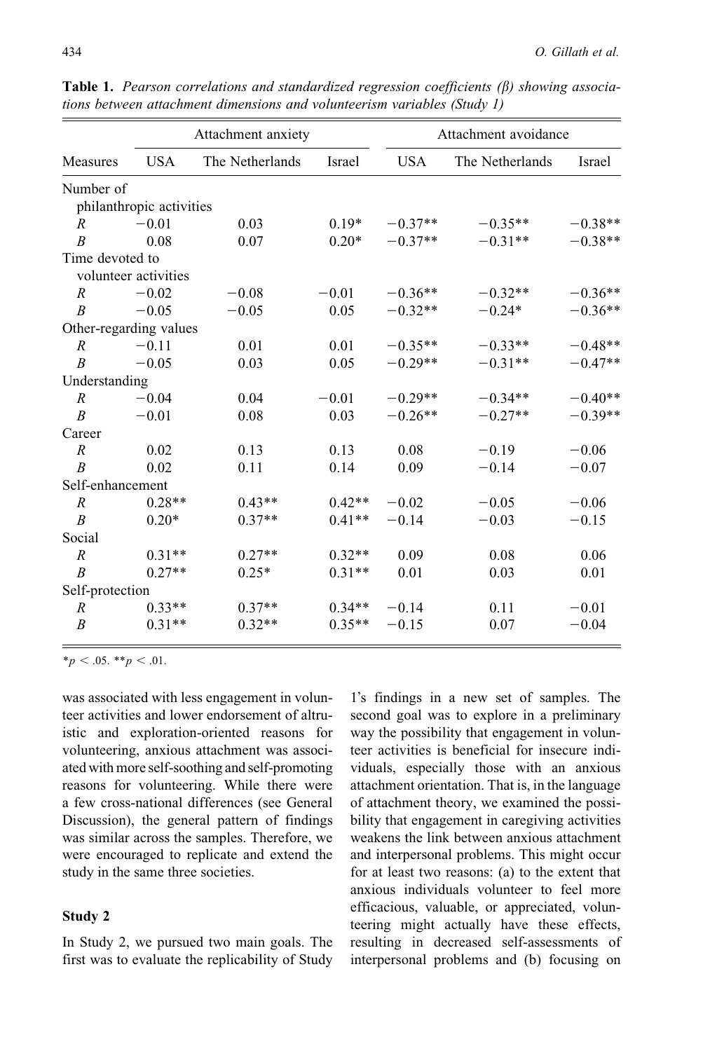**Table 1.** *Pearson correlations and standardized regression coefficients (β) showing associations between attachment dimensions and volunteerism variables (Study 1)*

| Measures | Attachment anxiety | | | Attachment avoidance | | |
|---|---|---|---|---|---|---|
| | USA | The Netherlands | Israel | USA | The Netherlands | Israel |
| Number of philanthropic activities | | | | | | |
| *R* | −0.01 | 0.03 | 0.19* | −0.37** | −0.35** | −0.38** |
| *B* | 0.08 | 0.07 | 0.20* | −0.37** | −0.31** | −0.38** |
| Time devoted to volunteer activities | | | | | | |
| *R* | −0.02 | −0.08 | −0.01 | −0.36** | −0.32** | −0.36** |
| *B* | −0.05 | −0.05 | 0.05 | −0.32** | −0.24* | −0.36** |
| Other-regarding values | | | | | | |
| *R* | −0.11 | 0.01 | 0.01 | −0.35** | −0.33** | −0.48** |
| *B* | −0.05 | 0.03 | 0.05 | −0.29** | −0.31** | −0.47** |
| Understanding | | | | | | |
| *R* | −0.04 | 0.04 | −0.01 | −0.29** | −0.34** | −0.40** |
| *B* | −0.01 | 0.08 | 0.03 | −0.26** | −0.27** | −0.39** |
| Career | | | | | | |
| *R* | 0.02 | 0.13 | 0.13 | 0.08 | −0.19 | −0.06 |
| *B* | 0.02 | 0.11 | 0.14 | 0.09 | −0.14 | −0.07 |
| Self-enhancement | | | | | | |
| *R* | 0.28** | 0.43** | 0.42** | −0.02 | −0.05 | −0.06 |
| *B* | 0.20* | 0.37** | 0.41** | −0.14 | −0.03 | −0.15 |
| Social | | | | | | |
| *R* | 0.31** | 0.27** | 0.32** | 0.09 | 0.08 | 0.06 |
| *B* | 0.27** | 0.25* | 0.31** | 0.01 | 0.03 | 0.01 |
| Self-protection | | | | | | |
| *R* | 0.33** | 0.37** | 0.34** | −0.14 | 0.11 | −0.01 |
| *B* | 0.31** | 0.32** | 0.35** | −0.15 | 0.07 | −0.04 |

$^{*}p < .05$. $^{**}p < .01$.

was associated with less engagement in volunteer activities and lower endorsement of altruistic and exploration-oriented reasons for volunteering, anxious attachment was associated with more self-soothing and self-promoting reasons for volunteering. While there were a few cross-national differences (see General Discussion), the general pattern of findings was similar across the samples. Therefore, we were encouraged to replicate and extend the study in the same three societies.

### Study 2

In Study 2, we pursued two main goals. The first was to evaluate the replicability of Study 1's findings in a new set of samples. The second goal was to explore in a preliminary way the possibility that engagement in volunteer activities is beneficial for insecure individuals, especially those with an anxious attachment orientation. That is, in the language of attachment theory, we examined the possibility that engagement in caregiving activities weakens the link between anxious attachment and interpersonal problems. This might occur for at least two reasons: (a) to the extent that anxious individuals volunteer to feel more efficacious, valuable, or appreciated, volunteering might actually have these effects, resulting in decreased self-assessments of interpersonal problems and (b) focusing on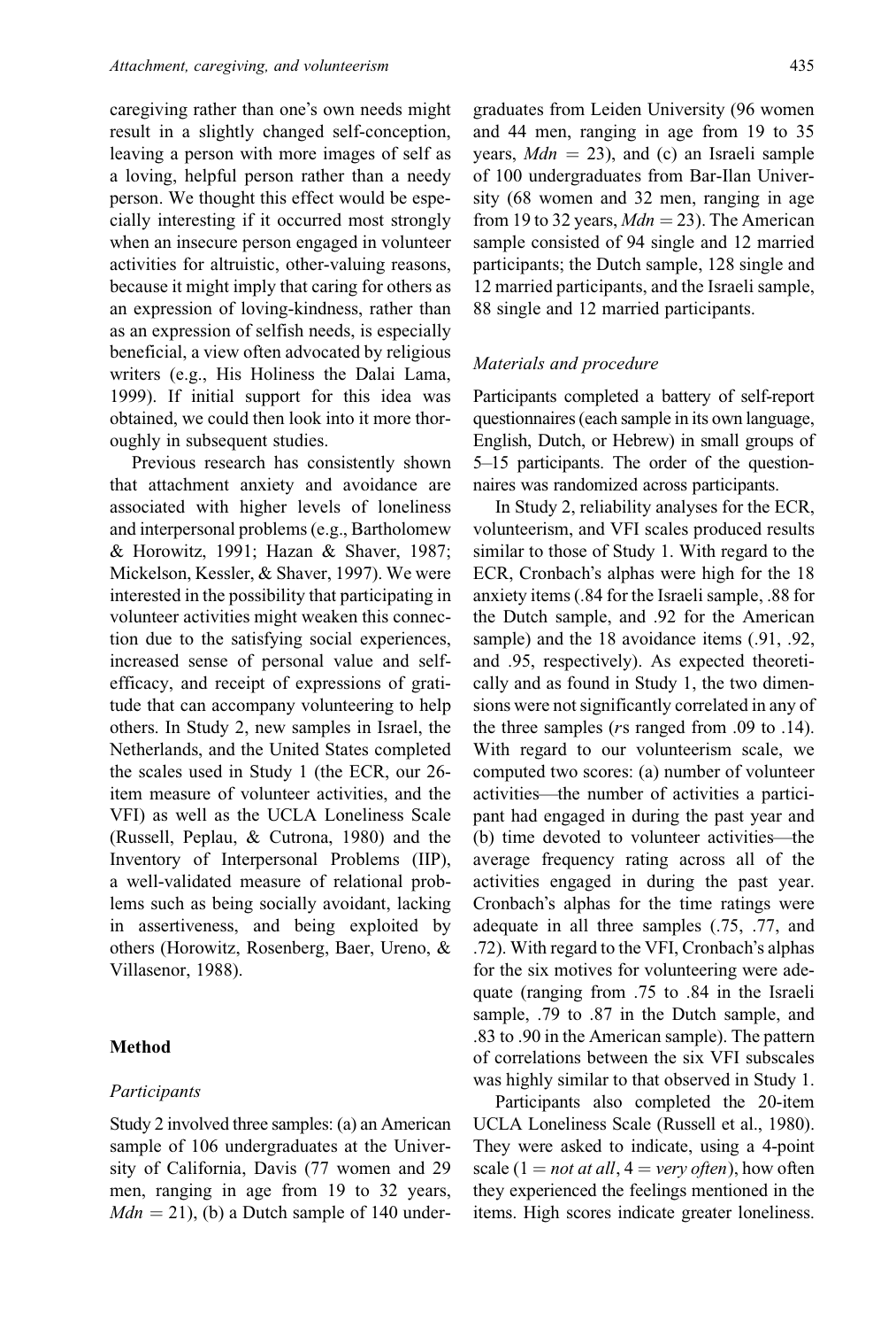caregiving rather than one's own needs might result in a slightly changed self-conception, leaving a person with more images of self as a loving, helpful person rather than a needy person. We thought this effect would be especially interesting if it occurred most strongly when an insecure person engaged in volunteer activities for altruistic, other-valuing reasons, because it might imply that caring for others as an expression of loving-kindness, rather than as an expression of selfish needs, is especially beneficial, a view often advocated by religious writers (e.g., His Holiness the Dalai Lama, 1999). If initial support for this idea was obtained, we could then look into it more thoroughly in subsequent studies.

Previous research has consistently shown that attachment anxiety and avoidance are associated with higher levels of loneliness and interpersonal problems (e.g., Bartholomew & Horowitz, 1991; Hazan & Shaver, 1987; Mickelson, Kessler, & Shaver, 1997). We were interested in the possibility that participating in volunteer activities might weaken this connection due to the satisfying social experiences, increased sense of personal value and self-efficacy, and receipt of expressions of gratitude that can accompany volunteering to help others. In Study 2, new samples in Israel, the Netherlands, and the United States completed the scales used in Study 1 (the ECR, our 26-item measure of volunteer activities, and the VFI) as well as the UCLA Loneliness Scale (Russell, Peplau, & Cutrona, 1980) and the Inventory of Interpersonal Problems (IIP), a well-validated measure of relational problems such as being socially avoidant, lacking in assertiveness, and being exploited by others (Horowitz, Rosenberg, Baer, Ureno, & Villasenor, 1988).

## Method

### *Participants*

Study 2 involved three samples: (a) an American sample of 106 undergraduates at the University of California, Davis (77 women and 29 men, ranging in age from 19 to 32 years, *Mdn* = 21), (b) a Dutch sample of 140 undergraduates from Leiden University (96 women and 44 men, ranging in age from 19 to 35 years, *Mdn* = 23), and (c) an Israeli sample of 100 undergraduates from Bar-Ilan University (68 women and 32 men, ranging in age from 19 to 32 years, *Mdn* = 23). The American sample consisted of 94 single and 12 married participants; the Dutch sample, 128 single and 12 married participants, and the Israeli sample, 88 single and 12 married participants.

### *Materials and procedure*

Participants completed a battery of self-report questionnaires (each sample in its own language, English, Dutch, or Hebrew) in small groups of 5–15 participants. The order of the questionnaires was randomized across participants.

In Study 2, reliability analyses for the ECR, volunteerism, and VFI scales produced results similar to those of Study 1. With regard to the ECR, Cronbach's alphas were high for the 18 anxiety items (.84 for the Israeli sample, .88 for the Dutch sample, and .92 for the American sample) and the 18 avoidance items (.91, .92, and .95, respectively). As expected theoretically and as found in Study 1, the two dimensions were not significantly correlated in any of the three samples (*r*s ranged from .09 to .14). With regard to our volunteerism scale, we computed two scores: (a) number of volunteer activities—the number of activities a participant had engaged in during the past year and (b) time devoted to volunteer activities—the average frequency rating across all of the activities engaged in during the past year. Cronbach's alphas for the time ratings were adequate in all three samples (.75, .77, and .72). With regard to the VFI, Cronbach's alphas for the six motives for volunteering were adequate (ranging from .75 to .84 in the Israeli sample, .79 to .87 in the Dutch sample, and .83 to .90 in the American sample). The pattern of correlations between the six VFI subscales was highly similar to that observed in Study 1.

Participants also completed the 20-item UCLA Loneliness Scale (Russell et al., 1980). They were asked to indicate, using a 4-point scale (1 = *not at all*, 4 = *very often*), how often they experienced the feelings mentioned in the items. High scores indicate greater loneliness.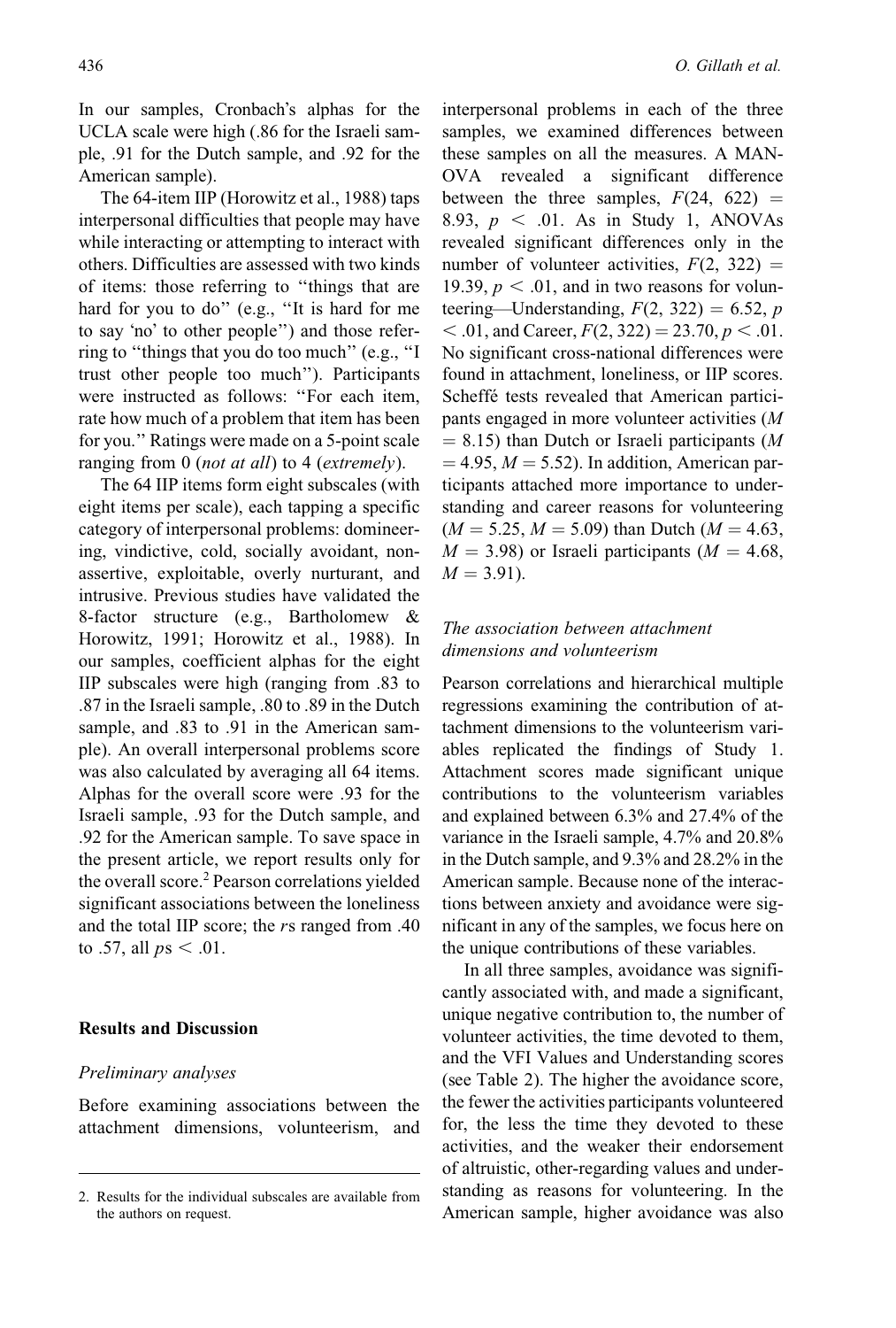In our samples, Cronbach's alphas for the UCLA scale were high (.86 for the Israeli sample, .91 for the Dutch sample, and .92 for the American sample).

The 64-item IIP (Horowitz et al., 1988) taps interpersonal difficulties that people may have while interacting or attempting to interact with others. Difficulties are assessed with two kinds of items: those referring to "things that are hard for you to do" (e.g., "It is hard for me to say 'no' to other people") and those referring to "things that you do too much" (e.g., "I trust other people too much"). Participants were instructed as follows: "For each item, rate how much of a problem that item has been for you." Ratings were made on a 5-point scale ranging from 0 (*not at all*) to 4 (*extremely*).

The 64 IIP items form eight subscales (with eight items per scale), each tapping a specific category of interpersonal problems: domineering, vindictive, cold, socially avoidant, nonassertive, exploitable, overly nurturant, and intrusive. Previous studies have validated the 8-factor structure (e.g., Bartholomew & Horowitz, 1991; Horowitz et al., 1988). In our samples, coefficient alphas for the eight IIP subscales were high (ranging from .83 to .87 in the Israeli sample, .80 to .89 in the Dutch sample, and .83 to .91 in the American sample). An overall interpersonal problems score was also calculated by averaging all 64 items. Alphas for the overall score were .93 for the Israeli sample, .93 for the Dutch sample, and .92 for the American sample. To save space in the present article, we report results only for the overall score.[2] Pearson correlations yielded significant associations between the loneliness and the total IIP score; the $r$s ranged from .40 to .57, all $p\text{s} < .01$.

## Results and Discussion

### *Preliminary analyses*

Before examining associations between the attachment dimensions, volunteerism, and interpersonal problems in each of the three samples, we examined differences between these samples on all the measures. A MANOVA revealed a significant difference between the three samples, $F(24, 622) = 8.93$, $p < .01$. As in Study 1, ANOVAs revealed significant differences only in the number of volunteer activities, $F(2, 322) = 19.39$, $p < .01$, and in two reasons for volunteering—Understanding, $F(2, 322) = 6.52$, $p < .01$, and Career, $F(2, 322) = 23.70$, $p < .01$. No significant cross-national differences were found in attachment, loneliness, or IIP scores. Scheffé tests revealed that American participants engaged in more volunteer activities ($M = 8.15$) than Dutch or Israeli participants ($M = 4.95$, $M = 5.52$). In addition, American participants attached more importance to understanding and career reasons for volunteering ($M = 5.25$, $M = 5.09$) than Dutch ($M = 4.63$, $M = 3.98$) or Israeli participants ($M = 4.68$, $M = 3.91$).

### *The association between attachment dimensions and volunteerism*

Pearson correlations and hierarchical multiple regressions examining the contribution of attachment dimensions to the volunteerism variables replicated the findings of Study 1. Attachment scores made significant unique contributions to the volunteerism variables and explained between 6.3% and 27.4% of the variance in the Israeli sample, 4.7% and 20.8% in the Dutch sample, and 9.3% and 28.2% in the American sample. Because none of the interactions between anxiety and avoidance were significant in any of the samples, we focus here on the unique contributions of these variables.

In all three samples, avoidance was significantly associated with, and made a significant, unique negative contribution to, the number of volunteer activities, the time devoted to them, and the VFI Values and Understanding scores (see Table 2). The higher the avoidance score, the fewer the activities participants volunteered for, the less the time they devoted to these activities, and the weaker their endorsement of altruistic, other-regarding values and understanding as reasons for volunteering. In the American sample, higher avoidance was also

2. Results for the individual subscales are available from the authors on request.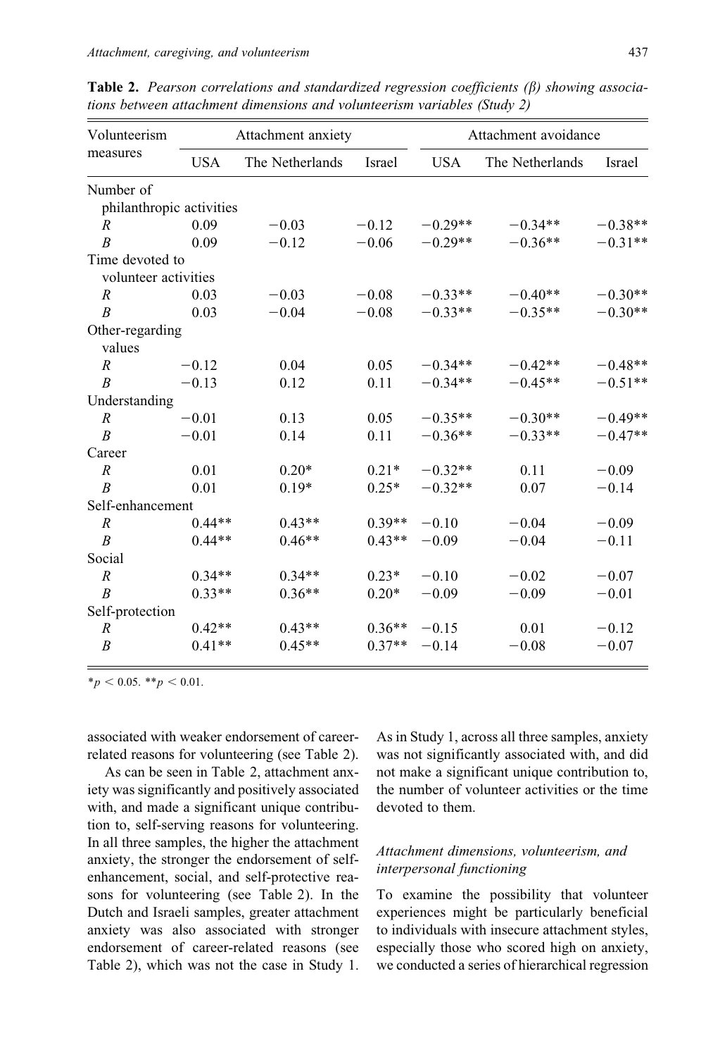**Table 2.** *Pearson correlations and standardized regression coefficients (β) showing associations between attachment dimensions and volunteerism variables (Study 2)*

| Volunteerism measures | Attachment anxiety | | | Attachment avoidance | | |
|---|---|---|---|---|---|---|
| | USA | The Netherlands | Israel | USA | The Netherlands | Israel |
| Number of philanthropic activities | | | | | | |
| *R* | 0.09 | −0.03 | −0.12 | −0.29** | −0.34** | −0.38** |
| *B* | 0.09 | −0.12 | −0.06 | −0.29** | −0.36** | −0.31** |
| Time devoted to volunteer activities | | | | | | |
| *R* | 0.03 | −0.03 | −0.08 | −0.33** | −0.40** | −0.30** |
| *B* | 0.03 | −0.04 | −0.08 | −0.33** | −0.35** | −0.30** |
| Other-regarding values | | | | | | |
| *R* | −0.12 | 0.04 | 0.05 | −0.34** | −0.42** | −0.48** |
| *B* | −0.13 | 0.12 | 0.11 | −0.34** | −0.45** | −0.51** |
| Understanding | | | | | | |
| *R* | −0.01 | 0.13 | 0.05 | −0.35** | −0.30** | −0.49** |
| *B* | −0.01 | 0.14 | 0.11 | −0.36** | −0.33** | −0.47** |
| Career | | | | | | |
| *R* | 0.01 | 0.20* | 0.21* | −0.32** | 0.11 | −0.09 |
| *B* | 0.01 | 0.19* | 0.25* | −0.32** | 0.07 | −0.14 |
| Self-enhancement | | | | | | |
| *R* | 0.44** | 0.43** | 0.39** | −0.10 | −0.04 | −0.09 |
| *B* | 0.44** | 0.46** | 0.43** | −0.09 | −0.04 | −0.11 |
| Social | | | | | | |
| *R* | 0.34** | 0.34** | 0.23* | −0.10 | −0.02 | −0.07 |
| *B* | 0.33** | 0.36** | 0.20* | −0.09 | −0.09 | −0.01 |
| Self-protection | | | | | | |
| *R* | 0.42** | 0.43** | 0.36** | −0.15 | 0.01 | −0.12 |
| *B* | 0.41** | 0.45** | 0.37** | −0.14 | −0.08 | −0.07 |

*$p < 0.05$. **$p < 0.01$.

associated with weaker endorsement of career-related reasons for volunteering (see Table 2).

As can be seen in Table 2, attachment anxiety was significantly and positively associated with, and made a significant unique contribution to, self-serving reasons for volunteering. In all three samples, the higher the attachment anxiety, the stronger the endorsement of self-enhancement, social, and self-protective reasons for volunteering (see Table 2). In the Dutch and Israeli samples, greater attachment anxiety was also associated with stronger endorsement of career-related reasons (see Table 2), which was not the case in Study 1. As in Study 1, across all three samples, anxiety was not significantly associated with, and did not make a significant unique contribution to, the number of volunteer activities or the time devoted to them.

### *Attachment dimensions, volunteerism, and interpersonal functioning*

To examine the possibility that volunteer experiences might be particularly beneficial to individuals with insecure attachment styles, especially those who scored high on anxiety, we conducted a series of hierarchical regression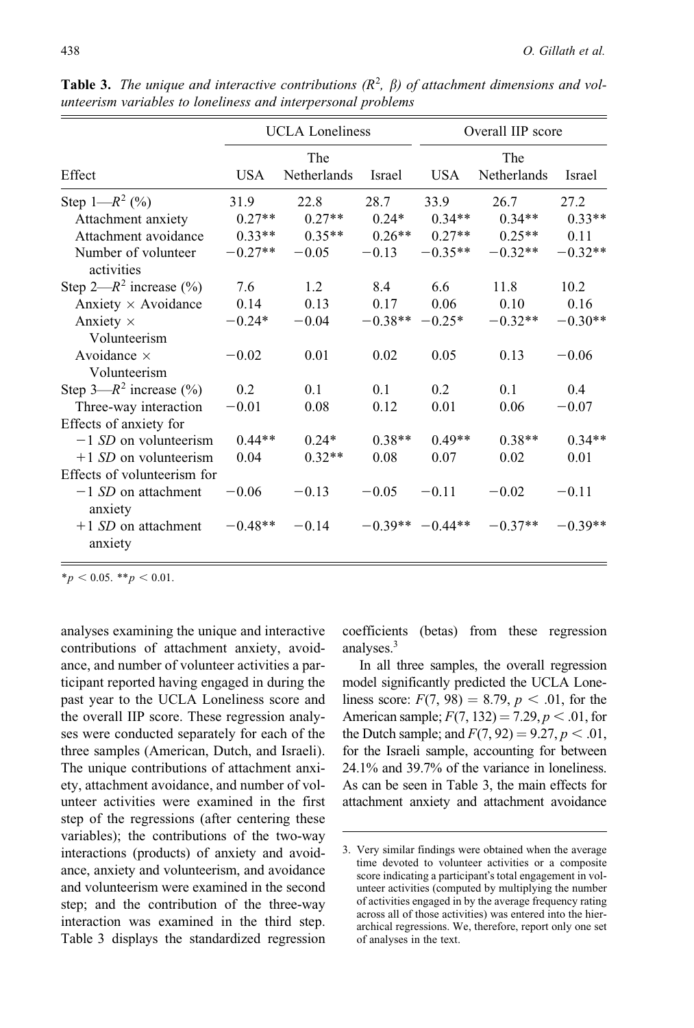**Table 3.** *The unique and interactive contributions ($R^2$, $\beta$) of attachment dimensions and volunteerism variables to loneliness and interpersonal problems*

| | UCLA Loneliness | | | Overall IIP score | | |
|---|---|---|---|---|---|---|
| Effect | USA | The Netherlands | Israel | USA | The Netherlands | Israel |
| Step 1—$R^2$ (%) | 31.9 | 22.8 | 28.7 | 33.9 | 26.7 | 27.2 |
| Attachment anxiety | 0.27** | 0.27** | 0.24* | 0.34** | 0.34** | 0.33** |
| Attachment avoidance | 0.33** | 0.35** | 0.26** | 0.27** | 0.25** | 0.11 |
| Number of volunteer activities | −0.27** | −0.05 | −0.13 | −0.35** | −0.32** | −0.32** |
| Step 2—$R^2$ increase (%) | 7.6 | 1.2 | 8.4 | 6.6 | 11.8 | 10.2 |
| Anxiety × Avoidance | 0.14 | 0.13 | 0.17 | 0.06 | 0.10 | 0.16 |
| Anxiety × Volunteerism | −0.24* | −0.04 | −0.38** | −0.25* | −0.32** | −0.30** |
| Avoidance × Volunteerism | −0.02 | 0.01 | 0.02 | 0.05 | 0.13 | −0.06 |
| Step 3—$R^2$ increase (%) | 0.2 | 0.1 | 0.1 | 0.2 | 0.1 | 0.4 |
| Three-way interaction | −0.01 | 0.08 | 0.12 | 0.01 | 0.06 | −0.07 |
| Effects of anxiety for | | | | | | |
| −1 *SD* on volunteerism | 0.44** | 0.24* | 0.38** | 0.49** | 0.38** | 0.34** |
| +1 *SD* on volunteerism | 0.04 | 0.32** | 0.08 | 0.07 | 0.02 | 0.01 |
| Effects of volunteerism for | | | | | | |
| −1 *SD* on attachment anxiety | −0.06 | −0.13 | −0.05 | −0.11 | −0.02 | −0.11 |
| +1 *SD* on attachment anxiety | −0.48** | −0.14 | −0.39** | −0.44** | −0.37** | −0.39** |

*$p < 0.05$. **$p < 0.01$.

analyses examining the unique and interactive contributions of attachment anxiety, avoidance, and number of volunteer activities a participant reported having engaged in during the past year to the UCLA Loneliness score and the overall IIP score. These regression analyses were conducted separately for each of the three samples (American, Dutch, and Israeli). The unique contributions of attachment anxiety, attachment avoidance, and number of volunteer activities were examined in the first step of the regressions (after centering these variables); the contributions of the two-way interactions (products) of anxiety and avoidance, anxiety and volunteerism, and avoidance and volunteerism were examined in the second step; and the contribution of the three-way interaction was examined in the third step. Table 3 displays the standardized regression coefficients (betas) from these regression analyses.[3]

In all three samples, the overall regression model significantly predicted the UCLA Loneliness score: $F(7, 98) = 8.79$, $p < .01$, for the American sample; $F(7, 132) = 7.29$, $p < .01$, for the Dutch sample; and $F(7, 92) = 9.27$, $p < .01$, for the Israeli sample, accounting for between 24.1% and 39.7% of the variance in loneliness. As can be seen in Table 3, the main effects for attachment anxiety and attachment avoidance

3. Very similar findings were obtained when the average time devoted to volunteer activities or a composite score indicating a participant's total engagement in volunteer activities (computed by multiplying the number of activities engaged in by the average frequency rating across all of those activities) was entered into the hierarchical regressions. We, therefore, report only one set of analyses in the text.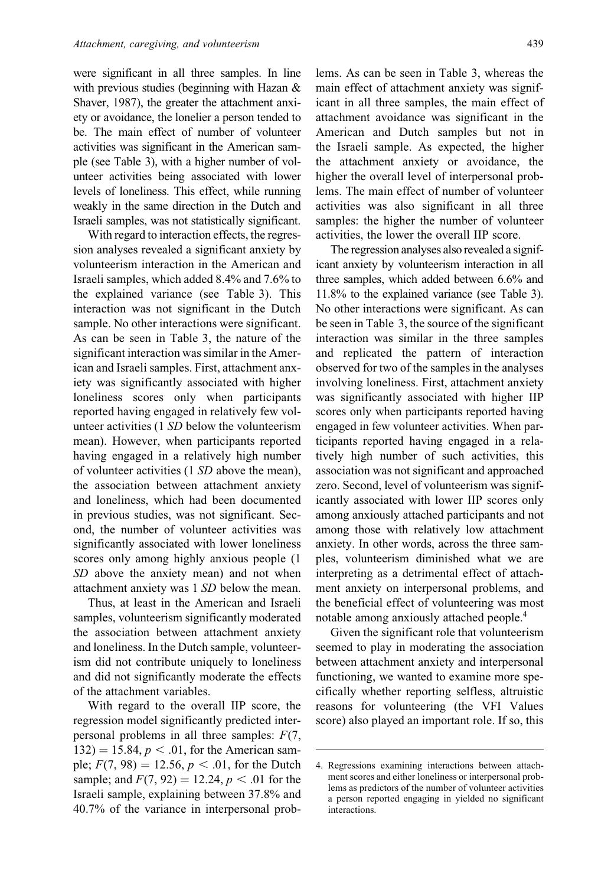were significant in all three samples. In line with previous studies (beginning with Hazan & Shaver, 1987), the greater the attachment anxiety or avoidance, the lonelier a person tended to be. The main effect of number of volunteer activities was significant in the American sample (see Table 3), with a higher number of volunteer activities being associated with lower levels of loneliness. This effect, while running weakly in the same direction in the Dutch and Israeli samples, was not statistically significant.

With regard to interaction effects, the regression analyses revealed a significant anxiety by volunteerism interaction in the American and Israeli samples, which added 8.4% and 7.6% to the explained variance (see Table 3). This interaction was not significant in the Dutch sample. No other interactions were significant. As can be seen in Table 3, the nature of the significant interaction was similar in the American and Israeli samples. First, attachment anxiety was significantly associated with higher loneliness scores only when participants reported having engaged in relatively few volunteer activities (1 *SD* below the volunteerism mean). However, when participants reported having engaged in a relatively high number of volunteer activities (1 *SD* above the mean), the association between attachment anxiety and loneliness, which had been documented in previous studies, was not significant. Second, the number of volunteer activities was significantly associated with lower loneliness scores only among highly anxious people (1 *SD* above the anxiety mean) and not when attachment anxiety was 1 *SD* below the mean.

Thus, at least in the American and Israeli samples, volunteerism significantly moderated the association between attachment anxiety and loneliness. In the Dutch sample, volunteerism did not contribute uniquely to loneliness and did not significantly moderate the effects of the attachment variables.

With regard to the overall IIP score, the regression model significantly predicted interpersonal problems in all three samples: $F(7, 132) = 15.84$, $p < .01$, for the American sample; $F(7, 98) = 12.56$, $p < .01$, for the Dutch sample; and $F(7, 92) = 12.24$, $p < .01$ for the Israeli sample, explaining between 37.8% and 40.7% of the variance in interpersonal problems. As can be seen in Table 3, whereas the main effect of attachment anxiety was significant in all three samples, the main effect of attachment avoidance was significant in the American and Dutch samples but not in the Israeli sample. As expected, the higher the attachment anxiety or avoidance, the higher the overall level of interpersonal problems. The main effect of number of volunteer activities was also significant in all three samples: the higher the number of volunteer activities, the lower the overall IIP score.

The regression analyses also revealed a significant anxiety by volunteerism interaction in all three samples, which added between 6.6% and 11.8% to the explained variance (see Table 3). No other interactions were significant. As can be seen in Table 3, the source of the significant interaction was similar in the three samples and replicated the pattern of interaction observed for two of the samples in the analyses involving loneliness. First, attachment anxiety was significantly associated with higher IIP scores only when participants reported having engaged in few volunteer activities. When participants reported having engaged in a relatively high number of such activities, this association was not significant and approached zero. Second, level of volunteerism was significantly associated with lower IIP scores only among anxiously attached participants and not among those with relatively low attachment anxiety. In other words, across the three samples, volunteerism diminished what we are interpreting as a detrimental effect of attachment anxiety on interpersonal problems, and the beneficial effect of volunteering was most notable among anxiously attached people.[4]

Given the significant role that volunteerism seemed to play in moderating the association between attachment anxiety and interpersonal functioning, we wanted to examine more specifically whether reporting selfless, altruistic reasons for volunteering (the VFI Values score) also played an important role. If so, this

---

4. Regressions examining interactions between attachment scores and either loneliness or interpersonal problems as predictors of the number of volunteer activities a person reported engaging in yielded no significant interactions.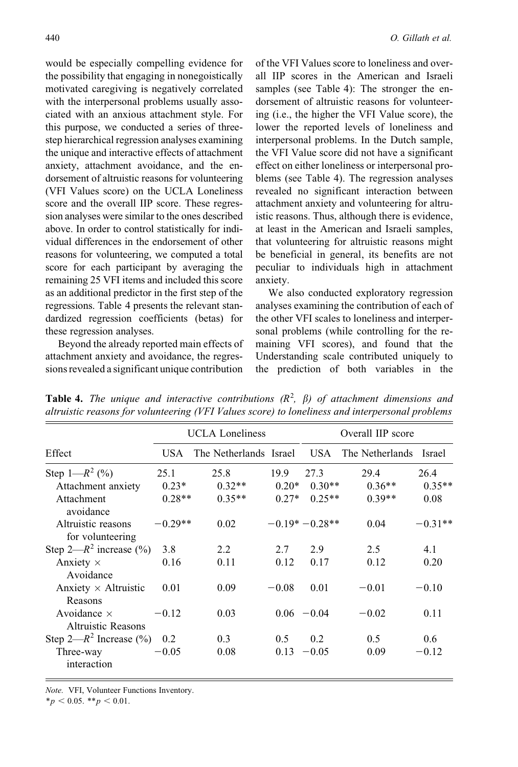would be especially compelling evidence for the possibility that engaging in nonegoistically motivated caregiving is negatively correlated with the interpersonal problems usually associated with an anxious attachment style. For this purpose, we conducted a series of three-step hierarchical regression analyses examining the unique and interactive effects of attachment anxiety, attachment avoidance, and the endorsement of altruistic reasons for volunteering (VFI Values score) on the UCLA Loneliness score and the overall IIP score. These regression analyses were similar to the ones described above. In order to control statistically for individual differences in the endorsement of other reasons for volunteering, we computed a total score for each participant by averaging the remaining 25 VFI items and included this score as an additional predictor in the first step of the regressions. Table 4 presents the relevant standardized regression coefficients (betas) for these regression analyses.

Beyond the already reported main effects of attachment anxiety and avoidance, the regressions revealed a significant unique contribution of the VFI Values score to loneliness and overall IIP scores in the American and Israeli samples (see Table 4): The stronger the endorsement of altruistic reasons for volunteering (i.e., the higher the VFI Value score), the lower the reported levels of loneliness and interpersonal problems. In the Dutch sample, the VFI Value score did not have a significant effect on either loneliness or interpersonal problems (see Table 4). The regression analyses revealed no significant interaction between attachment anxiety and volunteering for altruistic reasons. Thus, although there is evidence, at least in the American and Israeli samples, that volunteering for altruistic reasons might be beneficial in general, its benefits are not peculiar to individuals high in attachment anxiety.

We also conducted exploratory regression analyses examining the contribution of each of the other VFI scales to loneliness and interpersonal problems (while controlling for the remaining VFI scores), and found that the Understanding scale contributed uniquely to the prediction of both variables in the

**Table 4.** *The unique and interactive contributions ($R^2$, $\beta$) of attachment dimensions and altruistic reasons for volunteering (VFI Values score) to loneliness and interpersonal problems*

| | UCLA Loneliness | | | Overall IIP score | | |
|---|---|---|---|---|---|---|
| Effect | USA | The Netherlands | Israel | USA | The Netherlands | Israel |
| Step 1—$R^2$ (%) | 25.1 | 25.8 | 19.9 | 27.3 | 29.4 | 26.4 |
| Attachment anxiety | 0.23* | 0.32** | 0.20* | 0.30** | 0.36** | 0.35** |
| Attachment avoidance | 0.28** | 0.35** | 0.27* | 0.25** | 0.39** | 0.08 |
| Altruistic reasons for volunteering | −0.29** | 0.02 | −0.19* | −0.28** | 0.04 | −0.31** |
| Step 2—$R^2$ increase (%) | 3.8 | 2.2 | 2.7 | 2.9 | 2.5 | 4.1 |
| Anxiety × Avoidance | 0.16 | 0.11 | 0.12 | 0.17 | 0.12 | 0.20 |
| Anxiety × Altruistic Reasons | 0.01 | 0.09 | −0.08 | 0.01 | −0.01 | −0.10 |
| Avoidance × Altruistic Reasons | −0.12 | 0.03 | 0.06 | −0.04 | −0.02 | 0.11 |
| Step 2—$R^2$ Increase (%) | 0.2 | 0.3 | 0.5 | 0.2 | 0.5 | 0.6 |
| Three-way interaction | −0.05 | 0.08 | 0.13 | −0.05 | 0.09 | −0.12 |

*Note.* VFI, Volunteer Functions Inventory.
$^*p < 0.05$. $^{**}p < 0.01$.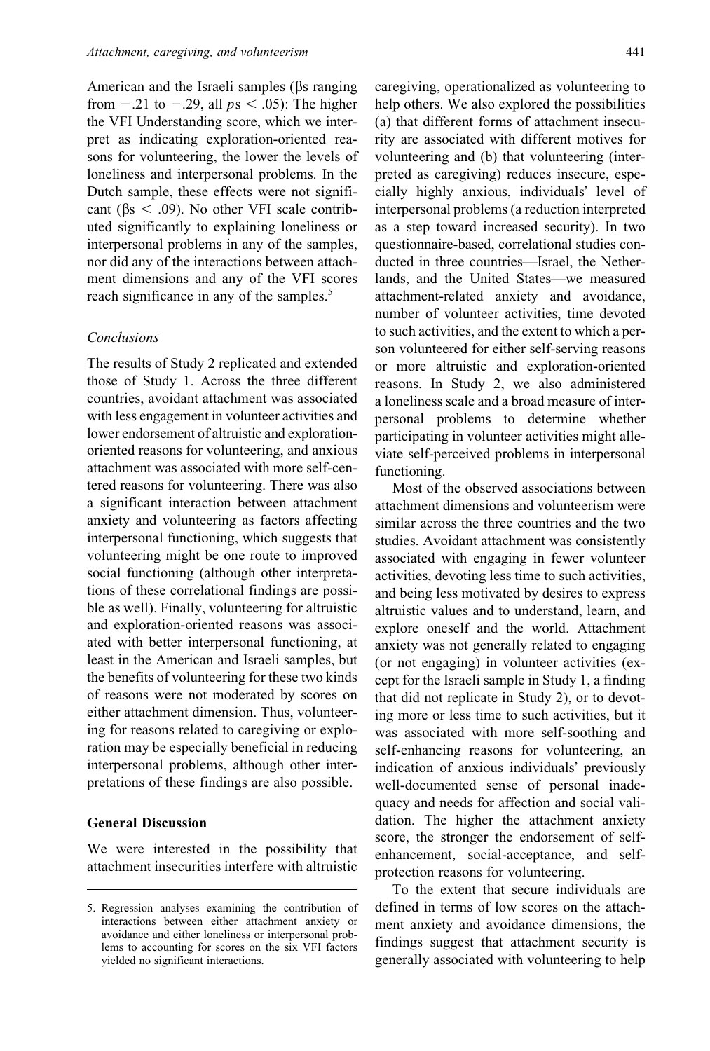American and the Israeli samples (βs ranging from $-.21$ to $-.29$, all $ps < .05$): The higher the VFI Understanding score, which we interpret as indicating exploration-oriented reasons for volunteering, the lower the levels of loneliness and interpersonal problems. In the Dutch sample, these effects were not significant (βs $< .09$). No other VFI scale contributed significantly to explaining loneliness or interpersonal problems in any of the samples, nor did any of the interactions between attachment dimensions and any of the VFI scores reach significance in any of the samples.[5]

### Conclusions

The results of Study 2 replicated and extended those of Study 1. Across the three different countries, avoidant attachment was associated with less engagement in volunteer activities and lower endorsement of altruistic and exploration-oriented reasons for volunteering, and anxious attachment was associated with more self-centered reasons for volunteering. There was also a significant interaction between attachment anxiety and volunteering as factors affecting interpersonal functioning, which suggests that volunteering might be one route to improved social functioning (although other interpretations of these correlational findings are possible as well). Finally, volunteering for altruistic and exploration-oriented reasons was associated with better interpersonal functioning, at least in the American and Israeli samples, but the benefits of volunteering for these two kinds of reasons were not moderated by scores on either attachment dimension. Thus, volunteering for reasons related to caregiving or exploration may be especially beneficial in reducing interpersonal problems, although other interpretations of these findings are also possible.

## General Discussion

We were interested in the possibility that attachment insecurities interfere with altruistic caregiving, operationalized as volunteering to help others. We also explored the possibilities (a) that different forms of attachment insecurity are associated with different motives for volunteering and (b) that volunteering (interpreted as caregiving) reduces insecure, especially highly anxious, individuals' level of interpersonal problems (a reduction interpreted as a step toward increased security). In two questionnaire-based, correlational studies conducted in three countries—Israel, the Netherlands, and the United States—we measured attachment-related anxiety and avoidance, number of volunteer activities, time devoted to such activities, and the extent to which a person volunteered for either self-serving reasons or more altruistic and exploration-oriented reasons. In Study 2, we also administered a loneliness scale and a broad measure of interpersonal problems to determine whether participating in volunteer activities might alleviate self-perceived problems in interpersonal functioning.

Most of the observed associations between attachment dimensions and volunteerism were similar across the three countries and the two studies. Avoidant attachment was consistently associated with engaging in fewer volunteer activities, devoting less time to such activities, and being less motivated by desires to express altruistic values and to understand, learn, and explore oneself and the world. Attachment anxiety was not generally related to engaging (or not engaging) in volunteer activities (except for the Israeli sample in Study 1, a finding that did not replicate in Study 2), or to devoting more or less time to such activities, but it was associated with more self-soothing and self-enhancing reasons for volunteering, an indication of anxious individuals' previously well-documented sense of personal inadequacy and needs for affection and social validation. The higher the attachment anxiety score, the stronger the endorsement of self-enhancement, social-acceptance, and self-protection reasons for volunteering.

To the extent that secure individuals are defined in terms of low scores on the attachment anxiety and avoidance dimensions, the findings suggest that attachment security is generally associated with volunteering to help

5. Regression analyses examining the contribution of interactions between either attachment anxiety or avoidance and either loneliness or interpersonal problems to accounting for scores on the six VFI factors yielded no significant interactions.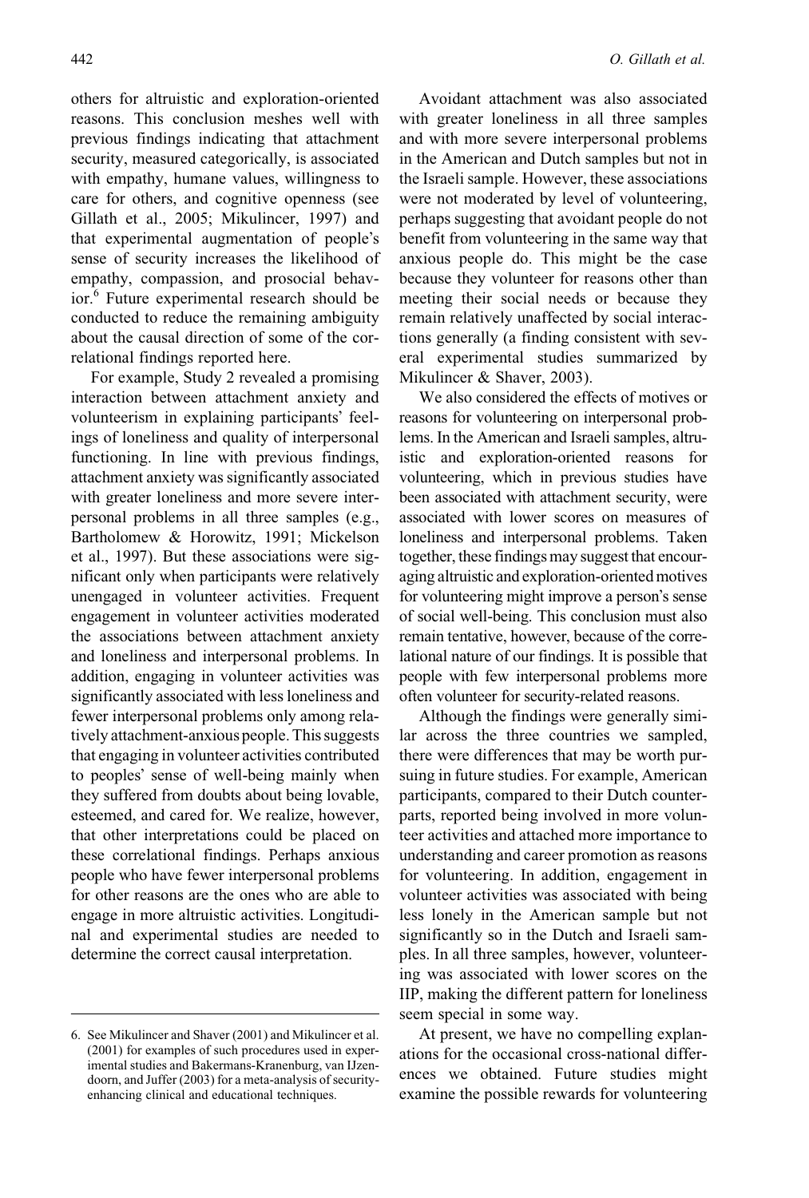others for altruistic and exploration-oriented reasons. This conclusion meshes well with previous findings indicating that attachment security, measured categorically, is associated with empathy, humane values, willingness to care for others, and cognitive openness (see Gillath et al., 2005; Mikulincer, 1997) and that experimental augmentation of people's sense of security increases the likelihood of empathy, compassion, and prosocial behavior.[6] Future experimental research should be conducted to reduce the remaining ambiguity about the causal direction of some of the correlational findings reported here.

For example, Study 2 revealed a promising interaction between attachment anxiety and volunteerism in explaining participants' feelings of loneliness and quality of interpersonal functioning. In line with previous findings, attachment anxiety was significantly associated with greater loneliness and more severe interpersonal problems in all three samples (e.g., Bartholomew & Horowitz, 1991; Mickelson et al., 1997). But these associations were significant only when participants were relatively unengaged in volunteer activities. Frequent engagement in volunteer activities moderated the associations between attachment anxiety and loneliness and interpersonal problems. In addition, engaging in volunteer activities was significantly associated with less loneliness and fewer interpersonal problems only among relatively attachment-anxious people. This suggests that engaging in volunteer activities contributed to peoples' sense of well-being mainly when they suffered from doubts about being lovable, esteemed, and cared for. We realize, however, that other interpretations could be placed on these correlational findings. Perhaps anxious people who have fewer interpersonal problems for other reasons are the ones who are able to engage in more altruistic activities. Longitudinal and experimental studies are needed to determine the correct causal interpretation.

Avoidant attachment was also associated with greater loneliness in all three samples and with more severe interpersonal problems in the American and Dutch samples but not in the Israeli sample. However, these associations were not moderated by level of volunteering, perhaps suggesting that avoidant people do not benefit from volunteering in the same way that anxious people do. This might be the case because they volunteer for reasons other than meeting their social needs or because they remain relatively unaffected by social interactions generally (a finding consistent with several experimental studies summarized by Mikulincer & Shaver, 2003).

We also considered the effects of motives or reasons for volunteering on interpersonal problems. In the American and Israeli samples, altruistic and exploration-oriented reasons for volunteering, which in previous studies have been associated with attachment security, were associated with lower scores on measures of loneliness and interpersonal problems. Taken together, these findings may suggest that encouraging altruistic and exploration-oriented motives for volunteering might improve a person's sense of social well-being. This conclusion must also remain tentative, however, because of the correlational nature of our findings. It is possible that people with few interpersonal problems more often volunteer for security-related reasons.

Although the findings were generally similar across the three countries we sampled, there were differences that may be worth pursuing in future studies. For example, American participants, compared to their Dutch counterparts, reported being involved in more volunteer activities and attached more importance to understanding and career promotion as reasons for volunteering. In addition, engagement in volunteer activities was associated with being less lonely in the American sample but not significantly so in the Dutch and Israeli samples. In all three samples, however, volunteering was associated with lower scores on the IIP, making the different pattern for loneliness seem special in some way.

At present, we have no compelling explanations for the occasional cross-national differences we obtained. Future studies might examine the possible rewards for volunteering

6. See Mikulincer and Shaver (2001) and Mikulincer et al. (2001) for examples of such procedures used in experimental studies and Bakermans-Kranenburg, van IJzendoorn, and Juffer (2003) for a meta-analysis of security-enhancing clinical and educational techniques.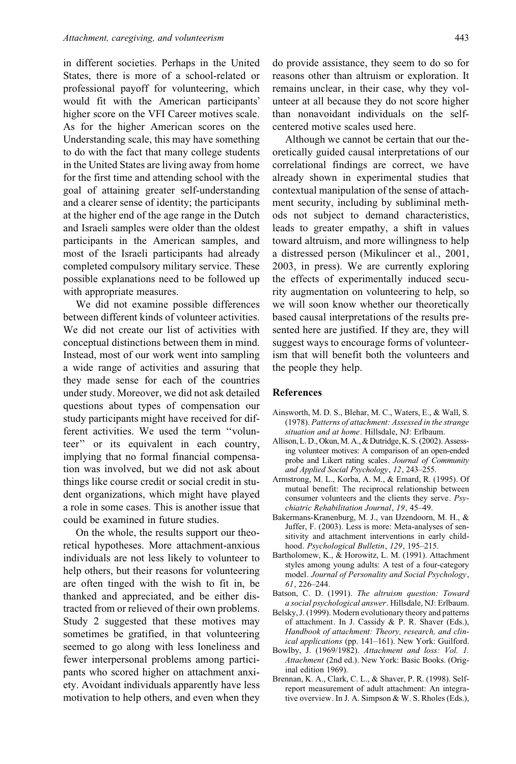in different societies. Perhaps in the United States, there is more of a school-related or professional payoff for volunteering, which would fit with the American participants' higher score on the VFI Career motives scale. As for the higher American scores on the Understanding scale, this may have something to do with the fact that many college students in the United States are living away from home for the first time and attending school with the goal of attaining greater self-understanding and a clearer sense of identity; the participants at the higher end of the age range in the Dutch and Israeli samples were older than the oldest participants in the American samples, and most of the Israeli participants had already completed compulsory military service. These possible explanations need to be followed up with appropriate measures.

We did not examine possible differences between different kinds of volunteer activities. We did not create our list of activities with conceptual distinctions between them in mind. Instead, most of our work went into sampling a wide range of activities and assuring that they made sense for each of the countries under study. Moreover, we did not ask detailed questions about types of compensation our study participants might have received for different activities. We used the term ''volunteer'' or its equivalent in each country, implying that no formal financial compensation was involved, but we did not ask about things like course credit or social credit in student organizations, which might have played a role in some cases. This is another issue that could be examined in future studies.

On the whole, the results support our theoretical hypotheses. More attachment-anxious individuals are not less likely to volunteer to help others, but their reasons for volunteering are often tinged with the wish to fit in, be thanked and appreciated, and be either distracted from or relieved of their own problems. Study 2 suggested that these motives may sometimes be gratified, in that volunteering seemed to go along with less loneliness and fewer interpersonal problems among participants who scored higher on attachment anxiety. Avoidant individuals apparently have less motivation to help others, and even when they do provide assistance, they seem to do so for reasons other than altruism or exploration. It remains unclear, in their case, why they volunteer at all because they do not score higher than nonavoidant individuals on the self-centered motive scales used here.

Although we cannot be certain that our theoretically guided causal interpretations of our correlational findings are correct, we have already shown in experimental studies that contextual manipulation of the sense of attachment security, including by subliminal methods not subject to demand characteristics, leads to greater empathy, a shift in values toward altruism, and more willingness to help a distressed person (Mikulincer et al., 2001, 2003, in press). We are currently exploring the effects of experimentally induced security augmentation on volunteering to help, so we will soon know whether our theoretically based causal interpretations of the results presented here are justified. If they are, they will suggest ways to encourage forms of volunteerism that will benefit both the volunteers and the people they help.

## References

Ainsworth, M. D. S., Blehar, M. C., Waters, E., & Wall, S. (1978). *Patterns of attachment: Assessed in the strange situation and at home*. Hillsdale, NJ: Erlbaum.

Allison, L. D., Okun, M. A., & Dutridge, K. S. (2002). Assessing volunteer motives: A comparison of an open-ended probe and Likert rating scales. *Journal of Community and Applied Social Psychology*, *12*, 243–255.

Armstrong, M. L., Korba, A. M., & Emard, R. (1995). Of mutual benefit: The reciprocal relationship between consumer volunteers and the clients they serve. *Psychiatric Rehabilitation Journal*, *19*, 45–49.

Bakermans-Kranenburg, M. J., van IJzendoorn, M. H., & Juffer, F. (2003). Less is more: Meta-analyses of sensitivity and attachment interventions in early childhood. *Psychological Bulletin*, *129*, 195–215.

Bartholomew, K., & Horowitz, L. M. (1991). Attachment styles among young adults: A test of a four-category model. *Journal of Personality and Social Psychology*, *61*, 226–244.

Batson, C. D. (1991). *The altruism question: Toward a social psychological answer*. Hillsdale, NJ: Erlbaum.

Belsky, J. (1999). Modern evolutionary theory and patterns of attachment. In J. Cassidy & P. R. Shaver (Eds.), *Handbook of attachment: Theory, research, and clinical applications* (pp. 141–161). New York: Guilford.

Bowlby, J. (1969/1982). *Attachment and loss: Vol. 1. Attachment* (2nd ed.). New York: Basic Books. (Original edition 1969).

Brennan, K. A., Clark, C. L., & Shaver, P. R. (1998). Self-report measurement of adult attachment: An integrative overview. In J. A. Simpson & W. S. Rholes (Eds.),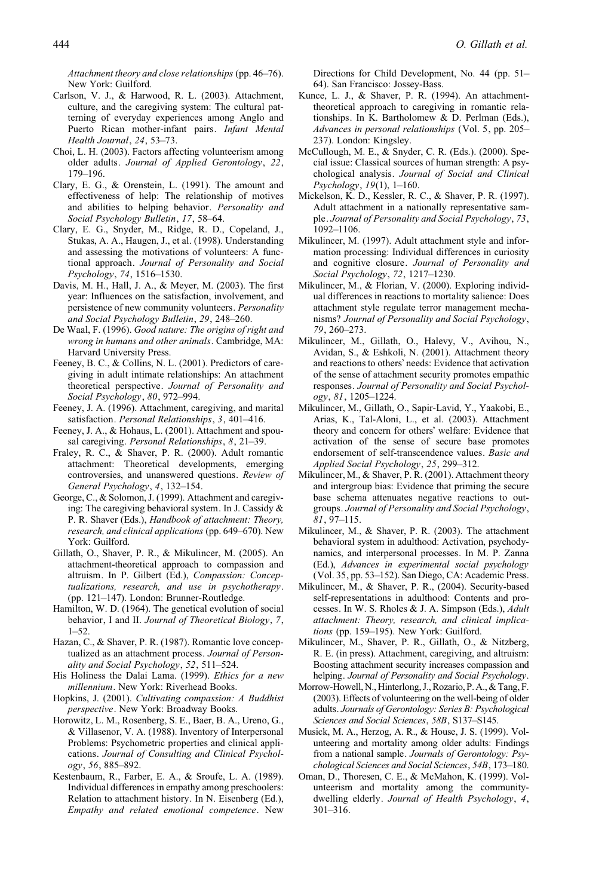*Attachment theory and close relationships* (pp. 46–76). New York: Guilford.

Carlson, V. J., & Harwood, R. L. (2003). Attachment, culture, and the caregiving system: The cultural patterning of everyday experiences among Anglo and Puerto Rican mother-infant pairs. *Infant Mental Health Journal*, *24*, 53–73.

Choi, L. H. (2003). Factors affecting volunteerism among older adults. *Journal of Applied Gerontology*, *22*, 179–196.

Clary, E. G., & Orenstein, L. (1991). The amount and effectiveness of help: The relationship of motives and abilities to helping behavior. *Personality and Social Psychology Bulletin*, *17*, 58–64.

Clary, E. G., Snyder, M., Ridge, R. D., Copeland, J., Stukas, A. A., Haugen, J., et al. (1998). Understanding and assessing the motivations of volunteers: A functional approach. *Journal of Personality and Social Psychology*, *74*, 1516–1530.

Davis, M. H., Hall, J. A., & Meyer, M. (2003). The first year: Influences on the satisfaction, involvement, and persistence of new community volunteers. *Personality and Social Psychology Bulletin*, *29*, 248–260.

De Waal, F. (1996). *Good nature: The origins of right and wrong in humans and other animals*. Cambridge, MA: Harvard University Press.

Feeney, B. C., & Collins, N. L. (2001). Predictors of caregiving in adult intimate relationships: An attachment theoretical perspective. *Journal of Personality and Social Psychology*, *80*, 972–994.

Feeney, J. A. (1996). Attachment, caregiving, and marital satisfaction. *Personal Relationships*, *3*, 401–416.

Feeney, J. A., & Hohaus, L. (2001). Attachment and spousal caregiving. *Personal Relationships*, *8*, 21–39.

Fraley, R. C., & Shaver, P. R. (2000). Adult romantic attachment: Theoretical developments, emerging controversies, and unanswered questions. *Review of General Psychology*, *4*, 132–154.

George, C., & Solomon, J. (1999). Attachment and caregiving: The caregiving behavioral system. In J. Cassidy & P. R. Shaver (Eds.), *Handbook of attachment: Theory, research, and clinical applications* (pp. 649–670). New York: Guilford.

Gillath, O., Shaver, P. R., & Mikulincer, M. (2005). An attachment-theoretical approach to compassion and altruism. In P. Gilbert (Ed.), *Compassion: Conceptualizations, research, and use in psychotherapy*. (pp. 121–147). London: Brunner-Routledge.

Hamilton, W. D. (1964). The genetical evolution of social behavior, I and II. *Journal of Theoretical Biology*, *7*, 1–52.

Hazan, C., & Shaver, P. R. (1987). Romantic love conceptualized as an attachment process. *Journal of Personality and Social Psychology*, *52*, 511–524.

His Holiness the Dalai Lama. (1999). *Ethics for a new millennium*. New York: Riverhead Books.

Hopkins, J. (2001). *Cultivating compassion: A Buddhist perspective*. New York: Broadway Books.

Horowitz, L. M., Rosenberg, S. E., Baer, B. A., Ureno, G., & Villasenor, V. A. (1988). Inventory of Interpersonal Problems: Psychometric properties and clinical applications. *Journal of Consulting and Clinical Psychology*, *56*, 885–892.

Kestenbaum, R., Farber, E. A., & Sroufe, L. A. (1989). Individual differences in empathy among preschoolers: Relation to attachment history. In N. Eisenberg (Ed.), *Empathy and related emotional competence*. New Directions for Child Development, No. 44 (pp. 51–64). San Francisco: Jossey-Bass.

Kunce, L. J., & Shaver, P. R. (1994). An attachment-theoretical approach to caregiving in romantic relationships. In K. Bartholomew & D. Perlman (Eds.), *Advances in personal relationships* (Vol. 5, pp. 205–237). London: Kingsley.

McCullough, M. E., & Snyder, C. R. (Eds.). (2000). Special issue: Classical sources of human strength: A psychological analysis. *Journal of Social and Clinical Psychology*, *19*(1), 1–160.

Mickelson, K. D., Kessler, R. C., & Shaver, P. R. (1997). Adult attachment in a nationally representative sample. *Journal of Personality and Social Psychology*, *73*, 1092–1106.

Mikulincer, M. (1997). Adult attachment style and information processing: Individual differences in curiosity and cognitive closure. *Journal of Personality and Social Psychology*, *72*, 1217–1230.

Mikulincer, M., & Florian, V. (2000). Exploring individual differences in reactions to mortality salience: Does attachment style regulate terror management mechanisms? *Journal of Personality and Social Psychology*, *79*, 260–273.

Mikulincer, M., Gillath, O., Halevy, V., Avihou, N., Avidan, S., & Eshkoli, N. (2001). Attachment theory and reactions to others' needs: Evidence that activation of the sense of attachment security promotes empathic responses. *Journal of Personality and Social Psychology*, *81*, 1205–1224.

Mikulincer, M., Gillath, O., Sapir-Lavid, Y., Yaakobi, E., Arias, K., Tal-Aloni, L., et al. (2003). Attachment theory and concern for others' welfare: Evidence that activation of the sense of secure base promotes endorsement of self-transcendence values. *Basic and Applied Social Psychology*, *25*, 299–312.

Mikulincer, M., & Shaver, P. R. (2001). Attachment theory and intergroup bias: Evidence that priming the secure base schema attenuates negative reactions to out-groups. *Journal of Personality and Social Psychology*, *81*, 97–115.

Mikulincer, M., & Shaver, P. R. (2003). The attachment behavioral system in adulthood: Activation, psychodynamics, and interpersonal processes. In M. P. Zanna (Ed.), *Advances in experimental social psychology* (Vol. 35, pp. 53–152). San Diego, CA: Academic Press.

Mikulincer, M., & Shaver, P. R., (2004). Security-based self-representations in adulthood: Contents and processes. In W. S. Rholes & J. A. Simpson (Eds.), *Adult attachment: Theory, research, and clinical implications* (pp. 159–195). New York: Guilford.

Mikulincer, M., Shaver, P. R., Gillath, O., & Nitzberg, R. E. (in press). Attachment, caregiving, and altruism: Boosting attachment security increases compassion and helping. *Journal of Personality and Social Psychology*.

Morrow-Howell, N., Hinterlong, J., Rozario, P. A., & Tang, F. (2003). Effects of volunteering on the well-being of older adults. *Journals of Gerontology: Series B: Psychological Sciences and Social Sciences*, *58B*, S137–S145.

Musick, M. A., Herzog, A. R., & House, J. S. (1999). Volunteering and mortality among older adults: Findings from a national sample. *Journals of Gerontology: Psychological Sciences and Social Sciences*, *54B*, 173–180.

Oman, D., Thoresen, C. E., & McMahon, K. (1999). Volunteerism and mortality among the community-dwelling elderly. *Journal of Health Psychology*, *4*, 301–316.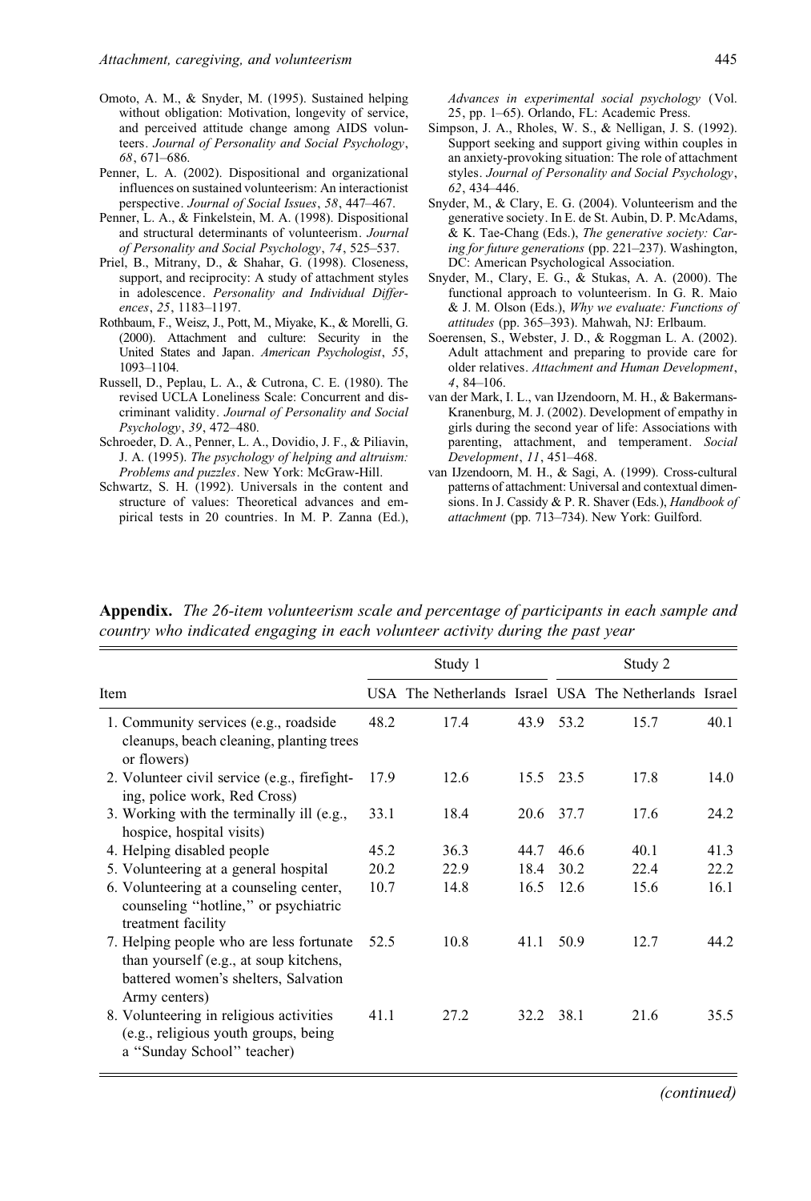- Omoto, A. M., & Snyder, M. (1995). Sustained helping without obligation: Motivation, longevity of service, and perceived attitude change among AIDS volunteers. *Journal of Personality and Social Psychology*, *68*, 671–686.
- Penner, L. A. (2002). Dispositional and organizational influences on sustained volunteerism: An interactionist perspective. *Journal of Social Issues*, *58*, 447–467.
- Penner, L. A., & Finkelstein, M. A. (1998). Dispositional and structural determinants of volunteerism. *Journal of Personality and Social Psychology*, *74*, 525–537.
- Priel, B., Mitrany, D., & Shahar, G. (1998). Closeness, support, and reciprocity: A study of attachment styles in adolescence. *Personality and Individual Differences*, *25*, 1183–1197.
- Rothbaum, F., Weisz, J., Pott, M., Miyake, K., & Morelli, G. (2000). Attachment and culture: Security in the United States and Japan. *American Psychologist*, *55*, 1093–1104.
- Russell, D., Peplau, L. A., & Cutrona, C. E. (1980). The revised UCLA Loneliness Scale: Concurrent and discriminant validity. *Journal of Personality and Social Psychology*, *39*, 472–480.
- Schroeder, D. A., Penner, L. A., Dovidio, J. F., & Piliavin, J. A. (1995). *The psychology of helping and altruism: Problems and puzzles*. New York: McGraw-Hill.
- Schwartz, S. H. (1992). Universals in the content and structure of values: Theoretical advances and empirical tests in 20 countries. In M. P. Zanna (Ed.), *Advances in experimental social psychology* (Vol. 25, pp. 1–65). Orlando, FL: Academic Press.
- Simpson, J. A., Rholes, W. S., & Nelligan, J. S. (1992). Support seeking and support giving within couples in an anxiety-provoking situation: The role of attachment styles. *Journal of Personality and Social Psychology*, *62*, 434–446.
- Snyder, M., & Clary, E. G. (2004). Volunteerism and the generative society. In E. de St. Aubin, D. P. McAdams, & K. Tae-Chang (Eds.), *The generative society: Caring for future generations* (pp. 221–237). Washington, DC: American Psychological Association.
- Snyder, M., Clary, E. G., & Stukas, A. A. (2000). The functional approach to volunteerism. In G. R. Maio & J. M. Olson (Eds.), *Why we evaluate: Functions of attitudes* (pp. 365–393). Mahwah, NJ: Erlbaum.
- Soerensen, S., Webster, J. D., & Roggman L. A. (2002). Adult attachment and preparing to provide care for older relatives. *Attachment and Human Development*, *4*, 84–106.
- van der Mark, I. L., van IJzendoorn, M. H., & Bakermans-Kranenburg, M. J. (2002). Development of empathy in girls during the second year of life: Associations with parenting, attachment, and temperament. *Social Development*, *11*, 451–468.
- van IJzendoorn, M. H., & Sagi, A. (1999). Cross-cultural patterns of attachment: Universal and contextual dimensions. In J. Cassidy & P. R. Shaver (Eds.), *Handbook of attachment* (pp. 713–734). New York: Guilford.

**Appendix.** *The 26-item volunteerism scale and percentage of participants in each sample and country who indicated engaging in each volunteer activity during the past year*

| Item | Study 1 | | | Study 2 | | |
|---|---|---|---|---|---|---|
| | USA | The Netherlands | Israel | USA | The Netherlands | Israel |
| 1. Community services (e.g., roadside cleanups, beach cleaning, planting trees or flowers) | 48.2 | 17.4 | 43.9 | 53.2 | 15.7 | 40.1 |
| 2. Volunteer civil service (e.g., firefighting, police work, Red Cross) | 17.9 | 12.6 | 15.5 | 23.5 | 17.8 | 14.0 |
| 3. Working with the terminally ill (e.g., hospice, hospital visits) | 33.1 | 18.4 | 20.6 | 37.7 | 17.6 | 24.2 |
| 4. Helping disabled people | 45.2 | 36.3 | 44.7 | 46.6 | 40.1 | 41.3 |
| 5. Volunteering at a general hospital | 20.2 | 22.9 | 18.4 | 30.2 | 22.4 | 22.2 |
| 6. Volunteering at a counseling center, counseling "hotline," or psychiatric treatment facility | 10.7 | 14.8 | 16.5 | 12.6 | 15.6 | 16.1 |
| 7. Helping people who are less fortunate than yourself (e.g., at soup kitchens, battered women's shelters, Salvation Army centers) | 52.5 | 10.8 | 41.1 | 50.9 | 12.7 | 44.2 |
| 8. Volunteering in religious activities (e.g., religious youth groups, being a "Sunday School" teacher) | 41.1 | 27.2 | 32.2 | 38.1 | 21.6 | 35.5 |

*(continued)*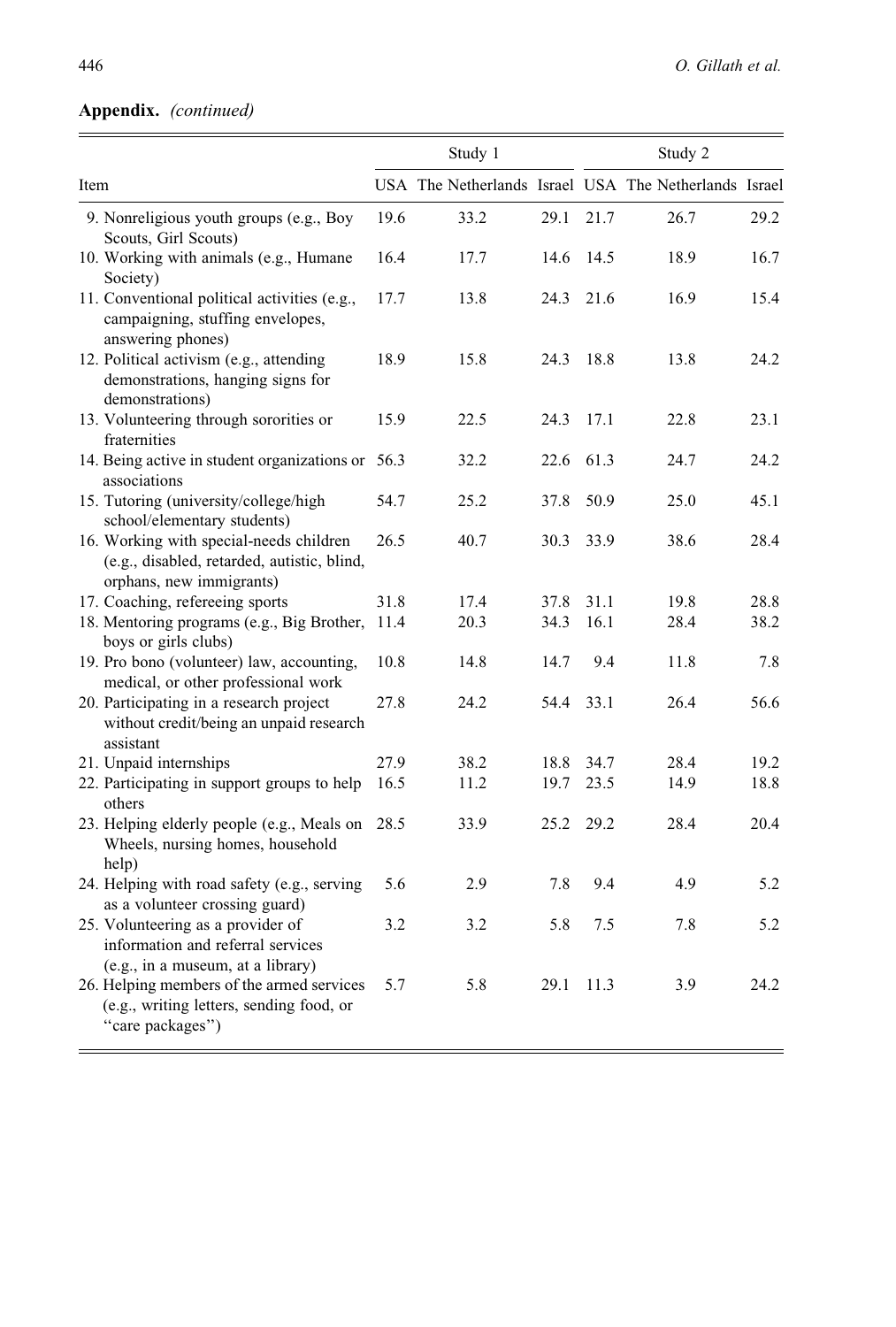**Appendix.** *(continued)*

| Item | Study 1 | | | Study 2 | | |
|---|---|---|---|---|---|---|
| | USA | The Netherlands | Israel | USA | The Netherlands | Israel |
| 9. Nonreligious youth groups (e.g., Boy Scouts, Girl Scouts) | 19.6 | 33.2 | 29.1 | 21.7 | 26.7 | 29.2 |
| 10. Working with animals (e.g., Humane Society) | 16.4 | 17.7 | 14.6 | 14.5 | 18.9 | 16.7 |
| 11. Conventional political activities (e.g., campaigning, stuffing envelopes, answering phones) | 17.7 | 13.8 | 24.3 | 21.6 | 16.9 | 15.4 |
| 12. Political activism (e.g., attending demonstrations, hanging signs for demonstrations) | 18.9 | 15.8 | 24.3 | 18.8 | 13.8 | 24.2 |
| 13. Volunteering through sororities or fraternities | 15.9 | 22.5 | 24.3 | 17.1 | 22.8 | 23.1 |
| 14. Being active in student organizations or associations | 56.3 | 32.2 | 22.6 | 61.3 | 24.7 | 24.2 |
| 15. Tutoring (university/college/high school/elementary students) | 54.7 | 25.2 | 37.8 | 50.9 | 25.0 | 45.1 |
| 16. Working with special-needs children (e.g., disabled, retarded, autistic, blind, orphans, new immigrants) | 26.5 | 40.7 | 30.3 | 33.9 | 38.6 | 28.4 |
| 17. Coaching, refereeing sports | 31.8 | 17.4 | 37.8 | 31.1 | 19.8 | 28.8 |
| 18. Mentoring programs (e.g., Big Brother, boys or girls clubs) | 11.4 | 20.3 | 34.3 | 16.1 | 28.4 | 38.2 |
| 19. Pro bono (volunteer) law, accounting, medical, or other professional work | 10.8 | 14.8 | 14.7 | 9.4 | 11.8 | 7.8 |
| 20. Participating in a research project without credit/being an unpaid research assistant | 27.8 | 24.2 | 54.4 | 33.1 | 26.4 | 56.6 |
| 21. Unpaid internships | 27.9 | 38.2 | 18.8 | 34.7 | 28.4 | 19.2 |
| 22. Participating in support groups to help others | 16.5 | 11.2 | 19.7 | 23.5 | 14.9 | 18.8 |
| 23. Helping elderly people (e.g., Meals on Wheels, nursing homes, household help) | 28.5 | 33.9 | 25.2 | 29.2 | 28.4 | 20.4 |
| 24. Helping with road safety (e.g., serving as a volunteer crossing guard) | 5.6 | 2.9 | 7.8 | 9.4 | 4.9 | 5.2 |
| 25. Volunteering as a provider of information and referral services (e.g., in a museum, at a library) | 3.2 | 3.2 | 5.8 | 7.5 | 7.8 | 5.2 |
| 26. Helping members of the armed services (e.g., writing letters, sending food, or "care packages") | 5.7 | 5.8 | 29.1 | 11.3 | 3.9 | 24.2 |